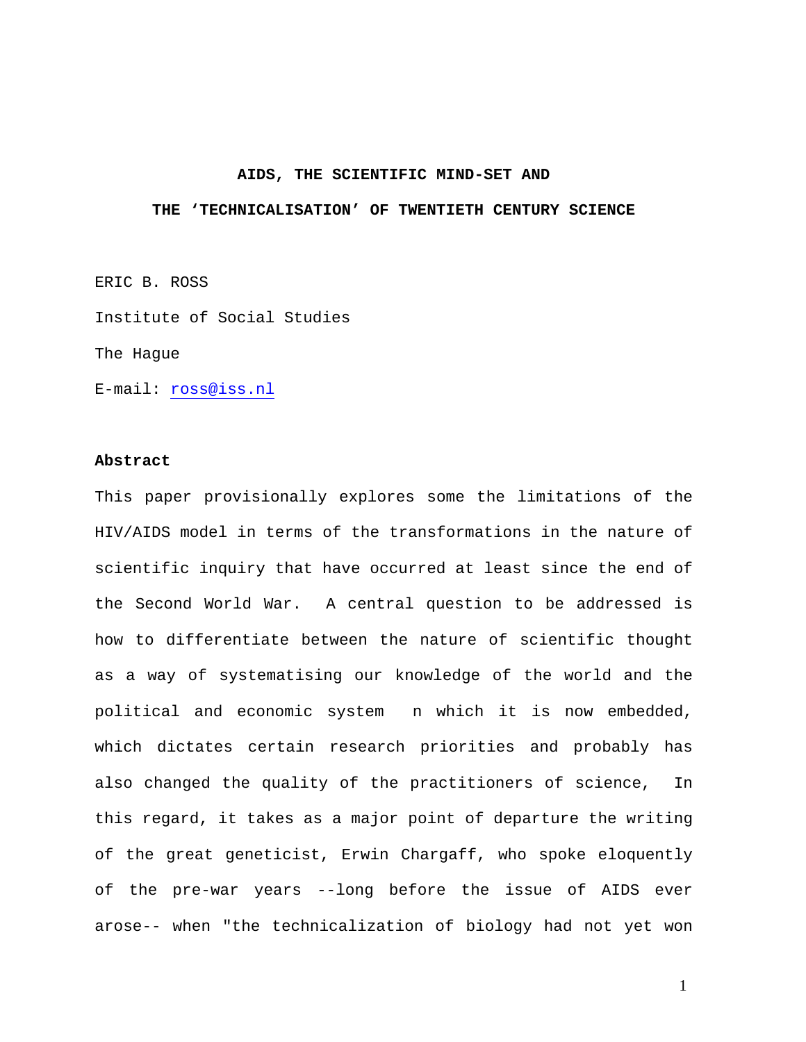# AIDS, THE SCIENTIFIC MIND-SET AND

# THE 'TECHNICALISATION' OF TWENTIETH CENTURY SCIENCE

ERIC B. ROSS

Institute of Social Studies

The Hague

E-mail: ross@iss.nl

**Abstract**

This paper provisionally explores some the limitations of the HIV/AIDS model in terms of the transformations in the nature of scientific inquiry that have occurred at least since the end of the Second World War. A central question to be addressed is how to differentiate between the nature of scientific thought as a way of systematising our knowledge of the world and the political and economic system n which it is now embedded, which dictates certain research priorities and probably has also changed the quality of the practitioners of science, In this regard, it takes as a major point of departure the writing of the great geneticist, Erwin Chargaff, who spoke eloquently of the pre-war years --long before the issue of AIDS ever arose-- when "the technicalization of biology had not yet won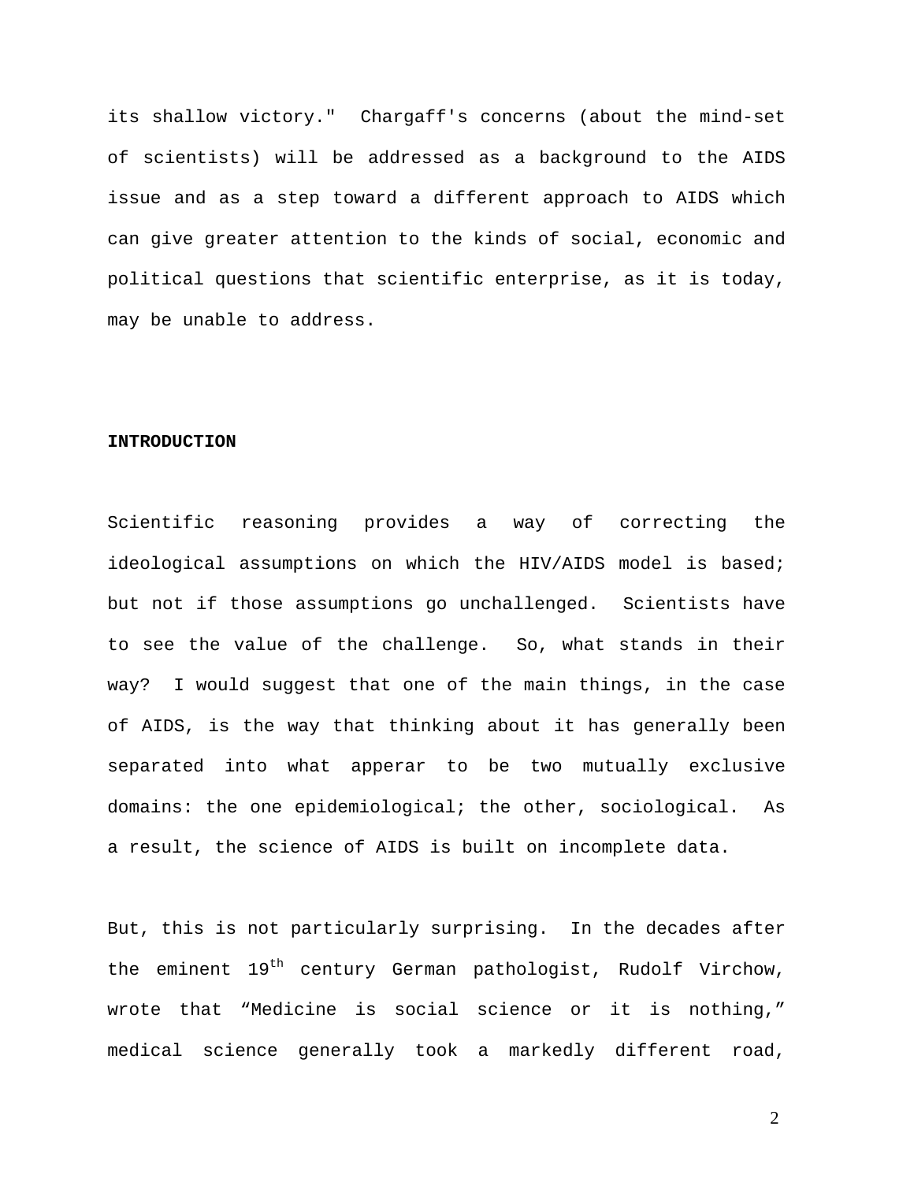its shallow victory." Chargaff's concerns (about the mind-set of scientists) will be addressed as a background to the AIDS issue and as a step toward a different approach to AIDS which can give greater attention to the kinds of social, economic and political questions that scientific enterprise, as it is today, may be unable to address.

**INTRODUCTION**

Scientific reasoning provides a way of correcting the ideological assumptions on which the HIV/AIDS model is based; but not if those assumptions go unchallenged. Scientists have to see the value of the challenge. So, what stands in their way? I would suggest that one of the main things, in the case of AIDS, is the way that thinking about it has generally been separated into what apperar to be two mutually exclusive domains: the one epidemiological; the other, sociological. As a result, the science of AIDS is built on incomplete data.

But, this is not particularly surprising. In the decades after the eminent 19th century German pathologist, Rudolf Virchow, wrote that "Medicine is social science or it is nothing," medical science generally took a markedly different road,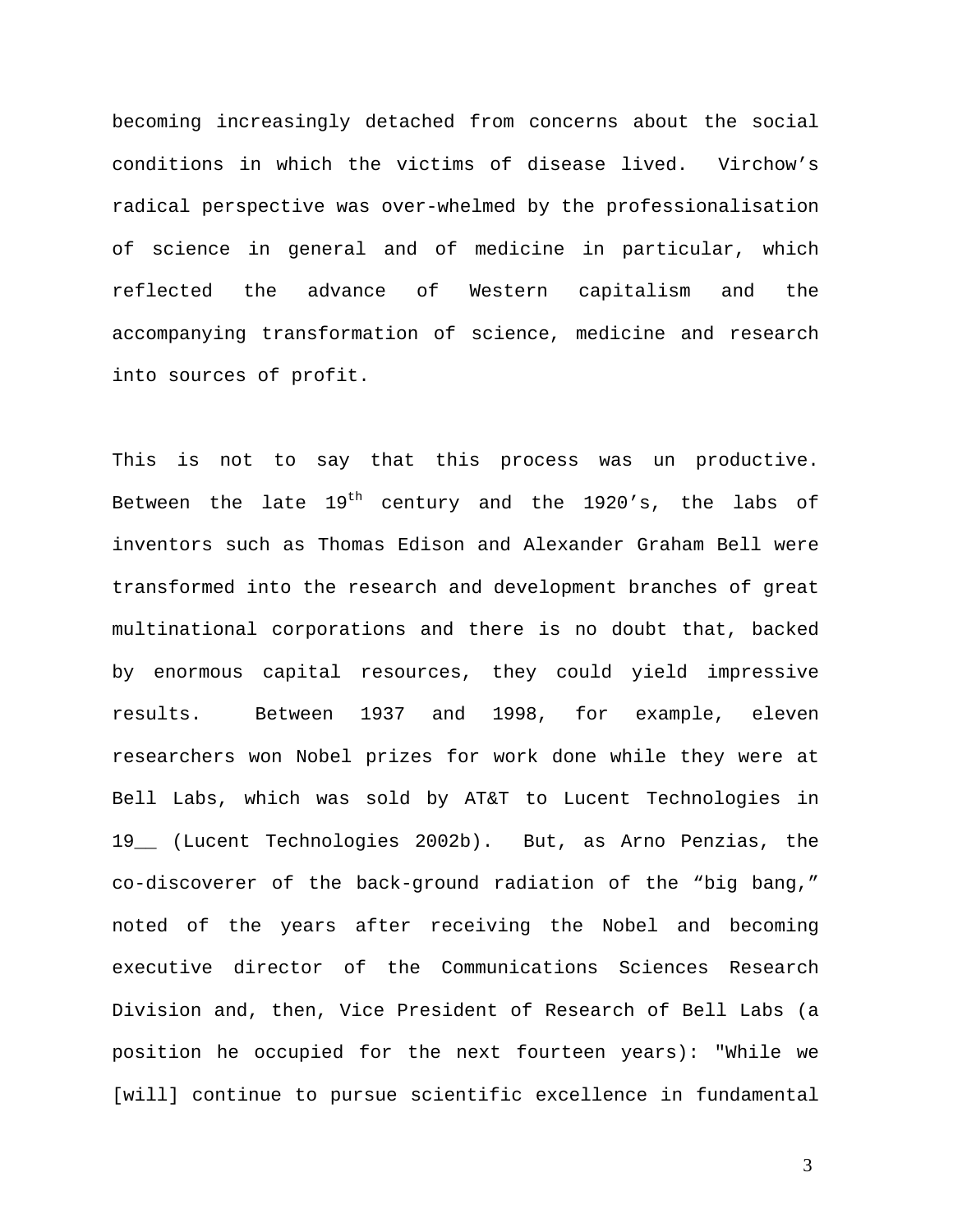becoming increasingly detached from concerns about the social conditions in which the victims of disease lived. Virchow's radical perspective was over-whelmed by the professionalisation of science in general and of medicine in particular, which reflected the advance of Western capitalism and the accompanying transformation of science, medicine and research into sources of profit.

This is not to say that this process was un productive. Between the late 19th century and the 1920's, the labs of inventors such as Thomas Edison and Alexander Graham Bell were transformed into the research and development branches of great multinational corporations and there is no doubt that, backed by enormous capital resources, they could yield impressive results. Between 1937 and 1998, for example, eleven researchers won Nobel prizes for work done while they were at Bell Labs, which was sold by AT&T to Lucent Technologies in 19__ (Lucent Technologies 2002b). But, as Arno Penzias, the co-discoverer of the back-ground radiation of the "big bang," noted of the years after receiving the Nobel and becoming executive director of the Communications Sciences Research Division and, then, Vice President of Research of Bell Labs (a position he occupied for the next fourteen years): "While we [will] continue to pursue scientific excellence in fundamental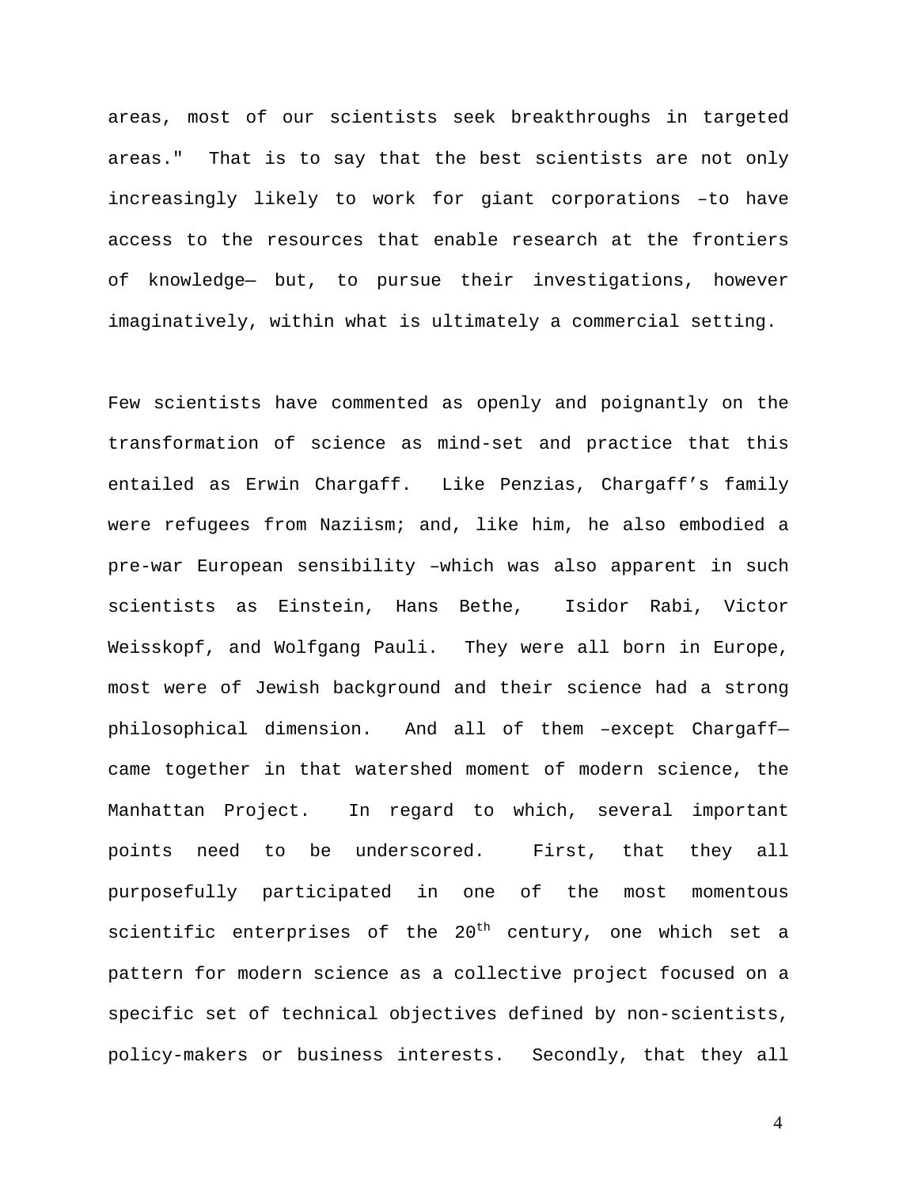areas, most of our scientists seek breakthroughs in targeted areas."  That is to say that the best scientists are not only increasingly likely to work for giant corporations –to have access to the resources that enable research at the frontiers of knowledge— but, to pursue their investigations, however imaginatively, within what is ultimately a commercial setting.

Few scientists have commented as openly and poignantly on the transformation of science as mind-set and practice that this entailed as Erwin Chargaff.  Like Penzias, Chargaff's family were refugees from Naziism; and, like him, he also embodied a pre-war European sensibility –which was also apparent in such scientists as Einstein, Hans Bethe,  Isidor Rabi, Victor Weisskopf, and Wolfgang Pauli.  They were all born in Europe, most were of Jewish background and their science had a strong philosophical dimension.  And all of them –except Chargaff— came together in that watershed moment of modern science, the Manhattan Project.  In regard to which, several important points need to be underscored.  First, that they all purposefully participated in one of the most momentous scientific enterprises of the 20th century, one which set a pattern for modern science as a collective project focused on a specific set of technical objectives defined by non-scientists, policy-makers or business interests.  Secondly, that they all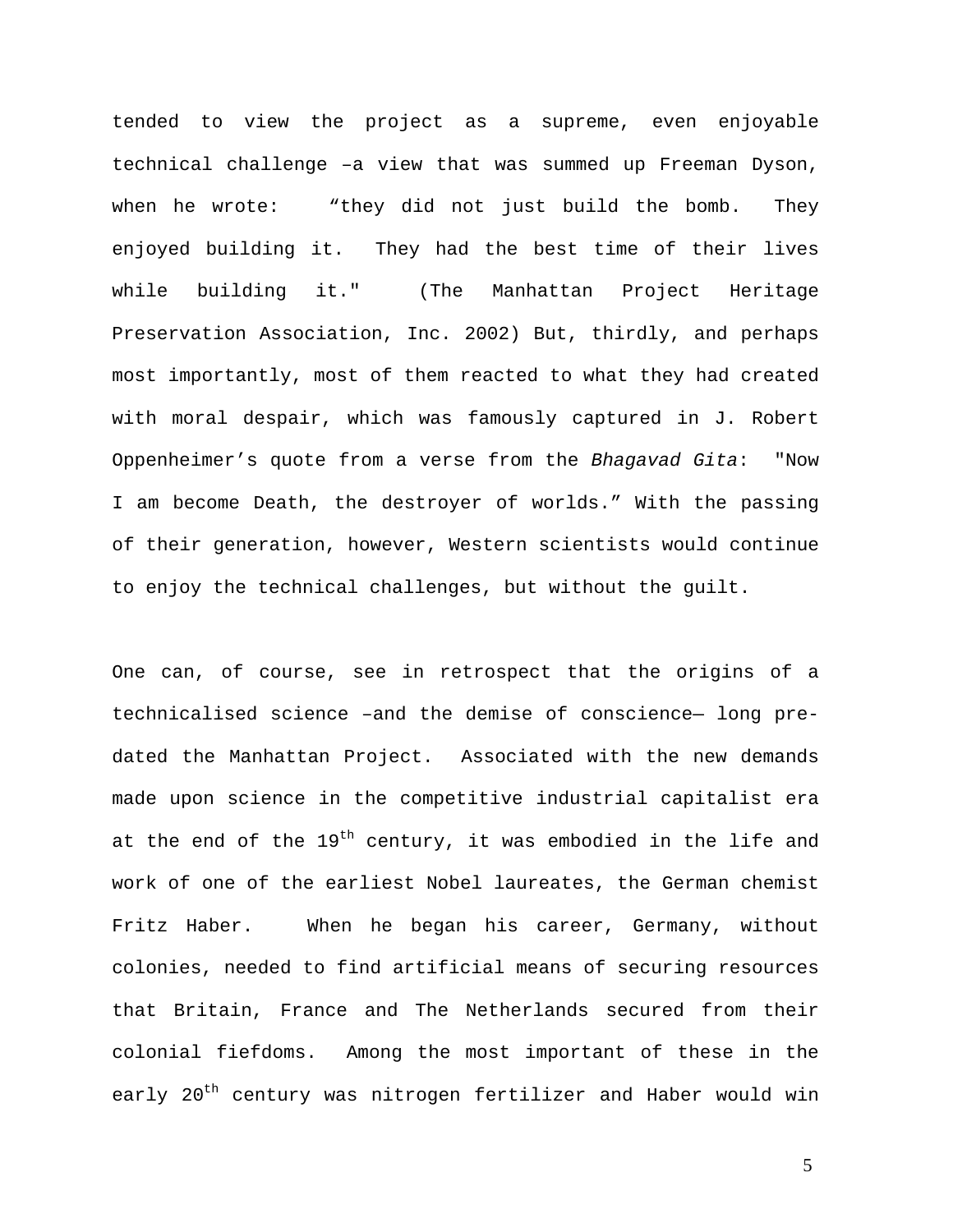tended to view the project as a supreme, even enjoyable technical challenge –a view that was summed up Freeman Dyson, when he wrote: “they did not just build the bomb. They enjoyed building it. They had the best time of their lives while building it." (The Manhattan Project Heritage Preservation Association, Inc. 2002) But, thirdly, and perhaps most importantly, most of them reacted to what they had created with moral despair, which was famously captured in J. Robert Oppenheimer’s quote from a verse from the *Bhagavad Gita*: "Now I am become Death, the destroyer of worlds.” With the passing of their generation, however, Western scientists would continue to enjoy the technical challenges, but without the guilt.

One can, of course, see in retrospect that the origins of a technicalised science –and the demise of conscience— long pre-dated the Manhattan Project. Associated with the new demands made upon science in the competitive industrial capitalist era at the end of the 19th century, it was embodied in the life and work of one of the earliest Nobel laureates, the German chemist Fritz Haber. When he began his career, Germany, without colonies, needed to find artificial means of securing resources that Britain, France and The Netherlands secured from their colonial fiefdoms. Among the most important of these in the early 20th century was nitrogen fertilizer and Haber would win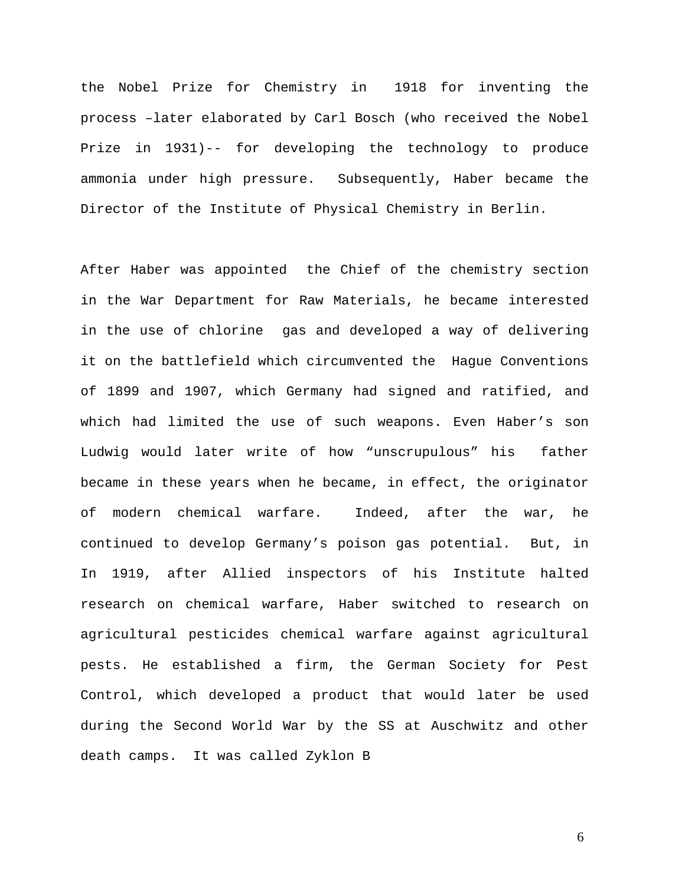the Nobel Prize for Chemistry in 1918 for inventing the process –later elaborated by Carl Bosch (who received the Nobel Prize in 1931)-- for developing the technology to produce ammonia under high pressure. Subsequently, Haber became the Director of the Institute of Physical Chemistry in Berlin.

After Haber was appointed the Chief of the chemistry section in the War Department for Raw Materials, he became interested in the use of chlorine gas and developed a way of delivering it on the battlefield which circumvented the Hague Conventions of 1899 and 1907, which Germany had signed and ratified, and which had limited the use of such weapons. Even Haber's son Ludwig would later write of how "unscrupulous" his father became in these years when he became, in effect, the originator of modern chemical warfare. Indeed, after the war, he continued to develop Germany's poison gas potential. But, in In 1919, after Allied inspectors of his Institute halted research on chemical warfare, Haber switched to research on agricultural pesticides chemical warfare against agricultural pests. He established a firm, the German Society for Pest Control, which developed a product that would later be used during the Second World War by the SS at Auschwitz and other death camps. It was called Zyklon B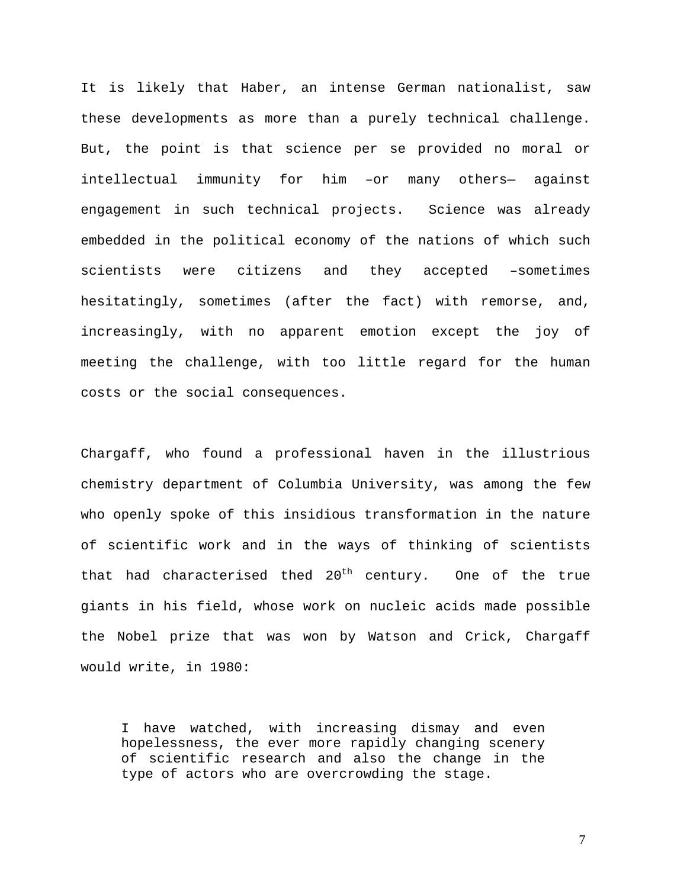It is likely that Haber, an intense German nationalist, saw these developments as more than a purely technical challenge. But, the point is that science per se provided no moral or intellectual immunity for him –or many others— against engagement in such technical projects. Science was already embedded in the political economy of the nations of which such scientists were citizens and they accepted –sometimes hesitatingly, sometimes (after the fact) with remorse, and, increasingly, with no apparent emotion except the joy of meeting the challenge, with too little regard for the human costs or the social consequences.

Chargaff, who found a professional haven in the illustrious chemistry department of Columbia University, was among the few who openly spoke of this insidious transformation in the nature of scientific work and in the ways of thinking of scientists that had characterised thed 20th century. One of the true giants in his field, whose work on nucleic acids made possible the Nobel prize that was won by Watson and Crick, Chargaff would write, in 1980:

> I have watched, with increasing dismay and even hopelessness, the ever more rapidly changing scenery of scientific research and also the change in the type of actors who are overcrowding the stage.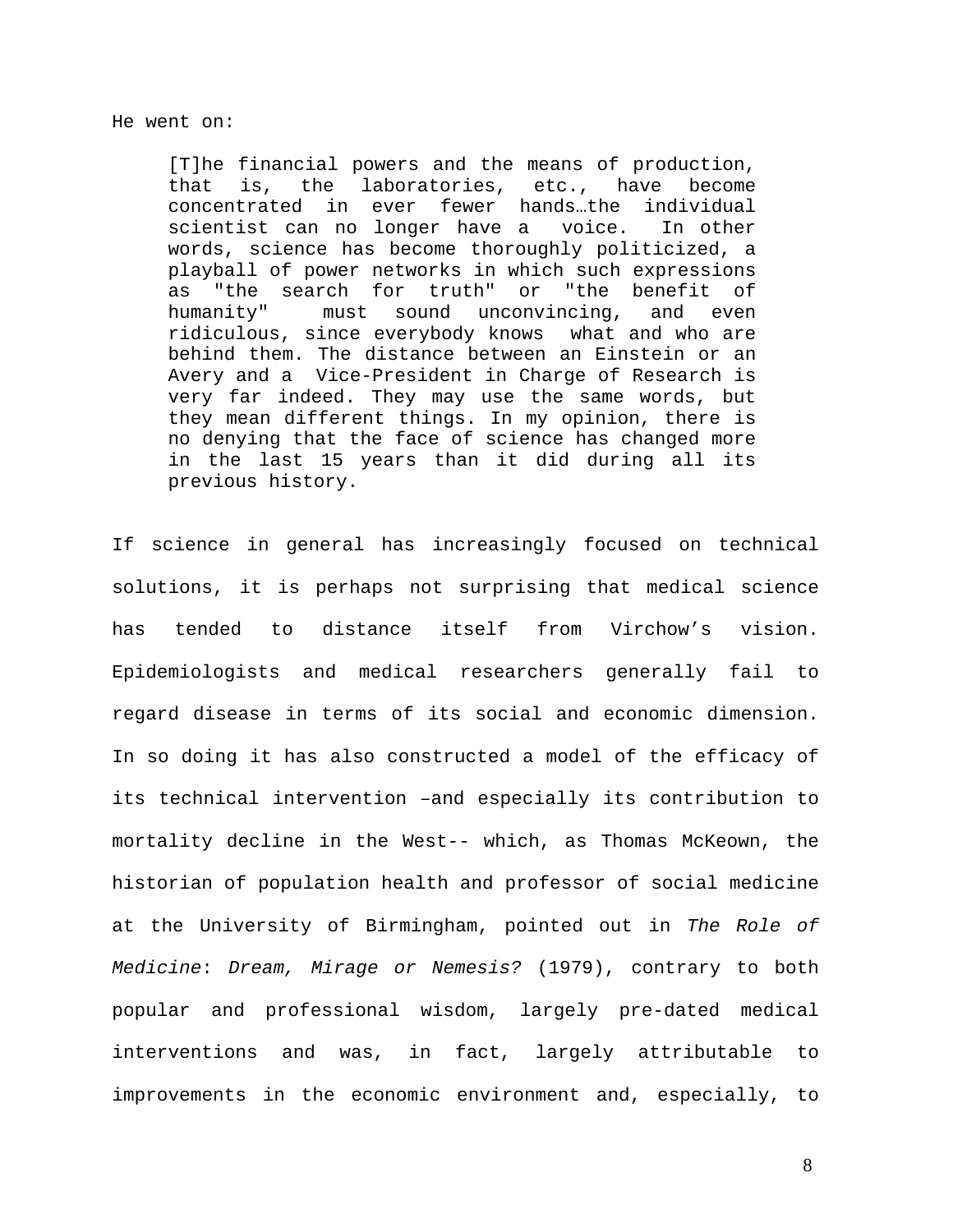He went on:

> [T]he financial powers and the means of production, that is, the laboratories, etc., have become concentrated in ever fewer hands…the individual scientist can no longer have a voice. In other words, science has become thoroughly politicized, a playball of power networks in which such expressions as "the search for truth" or "the benefit of humanity" must sound unconvincing, and even ridiculous, since everybody knows what and who are behind them. The distance between an Einstein or an Avery and a Vice-President in Charge of Research is very far indeed. They may use the same words, but they mean different things. In my opinion, there is no denying that the face of science has changed more in the last 15 years than it did during all its previous history.

If science in general has increasingly focused on technical solutions, it is perhaps not surprising that medical science has tended to distance itself from Virchow's vision. Epidemiologists and medical researchers generally fail to regard disease in terms of its social and economic dimension. In so doing it has also constructed a model of the efficacy of its technical intervention –and especially its contribution to mortality decline in the West-- which, as Thomas McKeown, the historian of population health and professor of social medicine at the University of Birmingham, pointed out in *The Role of Medicine*: *Dream, Mirage or Nemesis?* (1979), contrary to both popular and professional wisdom, largely pre-dated medical interventions and was, in fact, largely attributable to improvements in the economic environment and, especially, to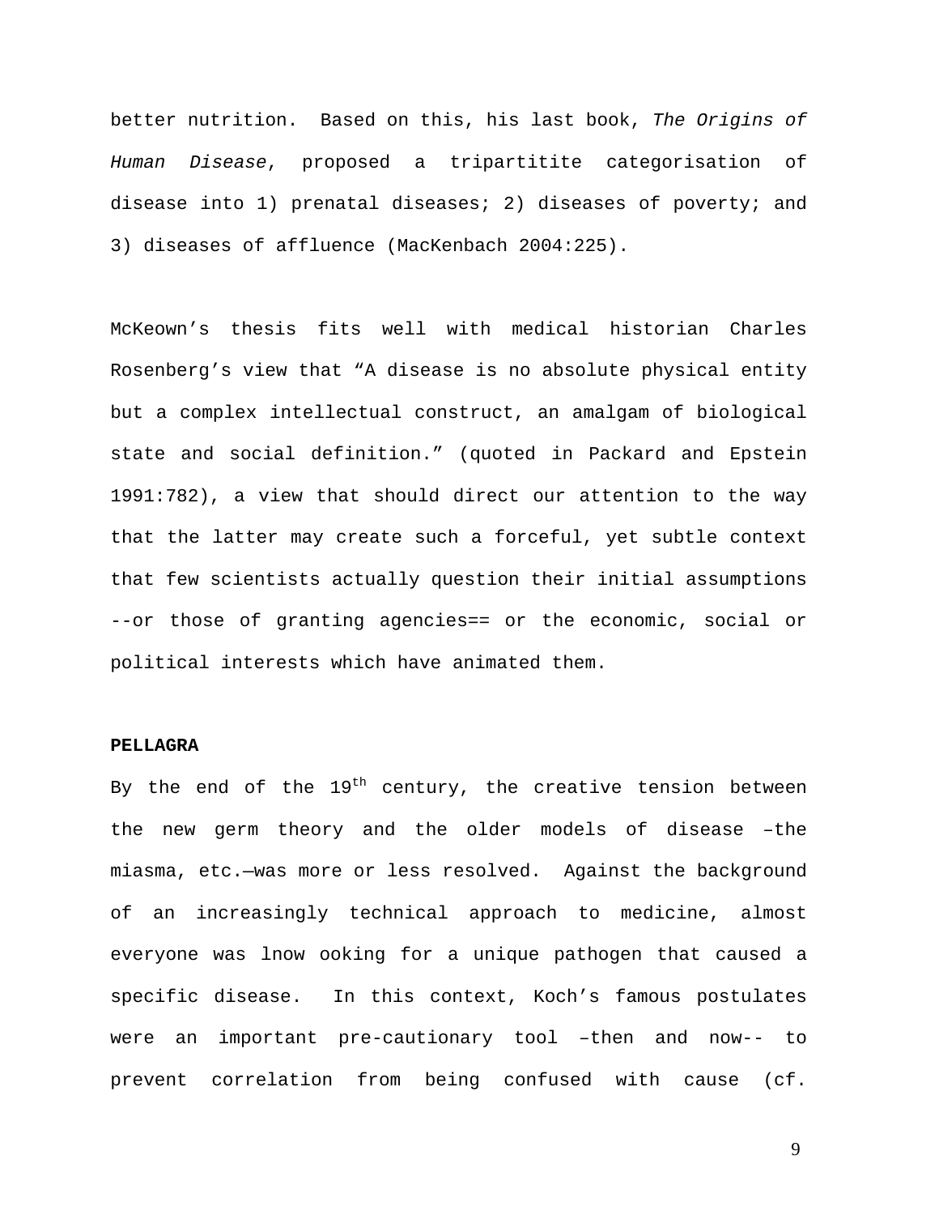better nutrition. Based on this, his last book, *The Origins of Human Disease*, proposed a tripartitite categorisation of disease into 1) prenatal diseases; 2) diseases of poverty; and 3) diseases of affluence (MacKenbach 2004:225).

McKeown's thesis fits well with medical historian Charles Rosenberg's view that "A disease is no absolute physical entity but a complex intellectual construct, an amalgam of biological state and social definition." (quoted in Packard and Epstein 1991:782), a view that should direct our attention to the way that the latter may create such a forceful, yet subtle context that few scientists actually question their initial assumptions --or those of granting agencies== or the economic, social or political interests which have animated them.

**PELLAGRA**

By the end of the 19th century, the creative tension between the new germ theory and the older models of disease –the miasma, etc.—was more or less resolved. Against the background of an increasingly technical approach to medicine, almost everyone was lnow ooking for a unique pathogen that caused a specific disease. In this context, Koch's famous postulates were an important pre-cautionary tool –then and now-- to prevent correlation from being confused with cause (cf.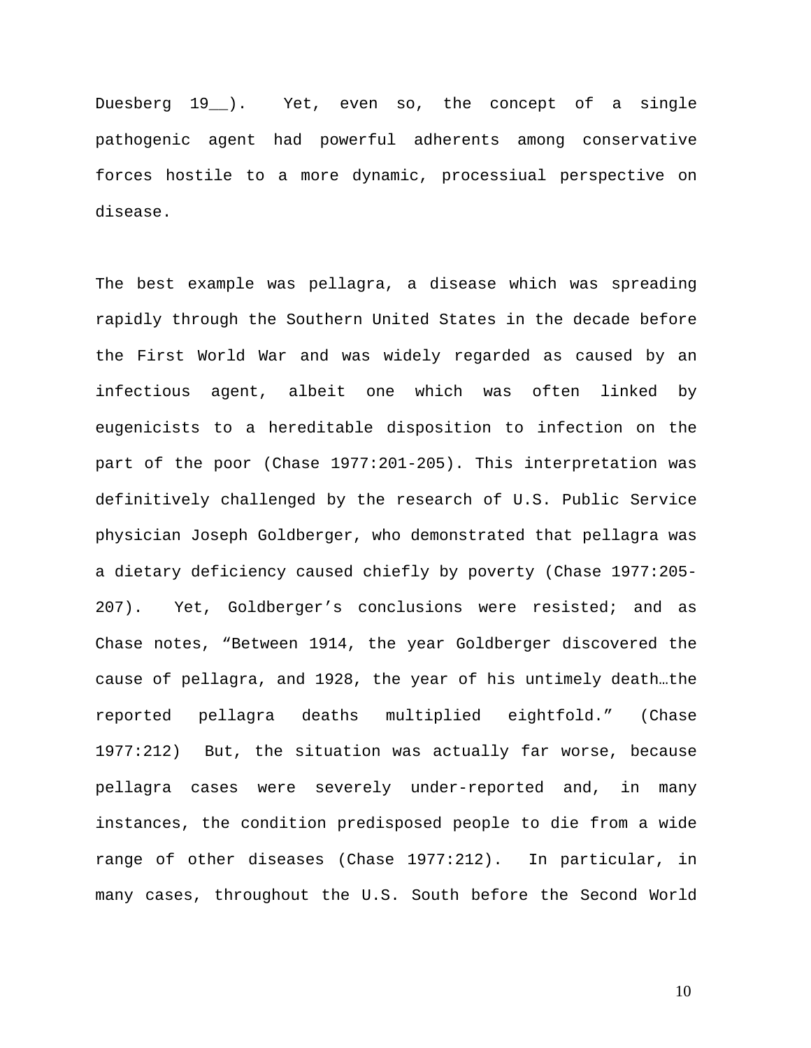Duesberg 19__). Yet, even so, the concept of a single pathogenic agent had powerful adherents among conservative forces hostile to a more dynamic, processiual perspective on disease.

The best example was pellagra, a disease which was spreading rapidly through the Southern United States in the decade before the First World War and was widely regarded as caused by an infectious agent, albeit one which was often linked by eugenicists to a hereditable disposition to infection on the part of the poor (Chase 1977:201-205). This interpretation was definitively challenged by the research of U.S. Public Service physician Joseph Goldberger, who demonstrated that pellagra was a dietary deficiency caused chiefly by poverty (Chase 1977:205-207). Yet, Goldberger's conclusions were resisted; and as Chase notes, "Between 1914, the year Goldberger discovered the cause of pellagra, and 1928, the year of his untimely death…the reported pellagra deaths multiplied eightfold." (Chase 1977:212) But, the situation was actually far worse, because pellagra cases were severely under-reported and, in many instances, the condition predisposed people to die from a wide range of other diseases (Chase 1977:212). In particular, in many cases, throughout the U.S. South before the Second World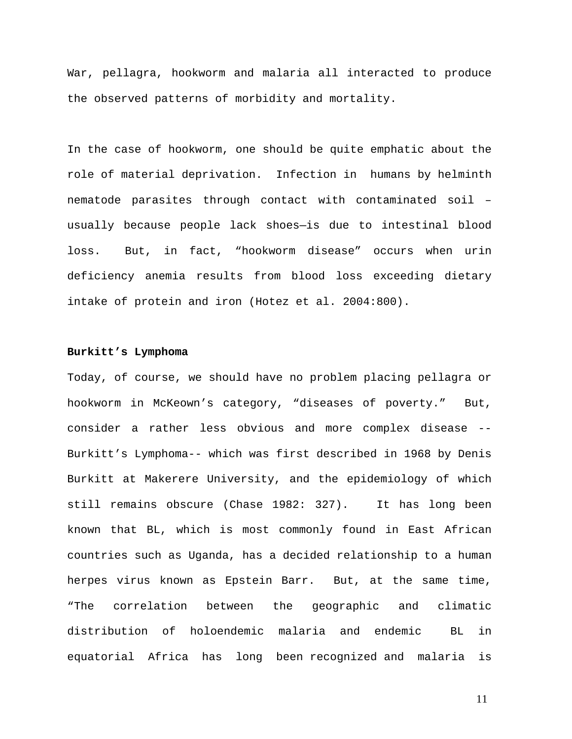War, pellagra, hookworm and malaria all interacted to produce the observed patterns of morbidity and mortality.

In the case of hookworm, one should be quite emphatic about the role of material deprivation. Infection in humans by helminth nematode parasites through contact with contaminated soil – usually because people lack shoes—is due to intestinal blood loss. But, in fact, "hookworm disease" occurs when urin deficiency anemia results from blood loss exceeding dietary intake of protein and iron (Hotez et al. 2004:800).

**Burkitt's Lymphoma**

Today, of course, we should have no problem placing pellagra or hookworm in McKeown's category, "diseases of poverty." But, consider a rather less obvious and more complex disease -- Burkitt's Lymphoma-- which was first described in 1968 by Denis Burkitt at Makerere University, and the epidemiology of which still remains obscure (Chase 1982: 327). It has long been known that BL, which is most commonly found in East African countries such as Uganda, has a decided relationship to a human herpes virus known as Epstein Barr. But, at the same time, "The correlation between the geographic and climatic distribution of holoendemic malaria and endemic BL in equatorial Africa has long been recognized and malaria is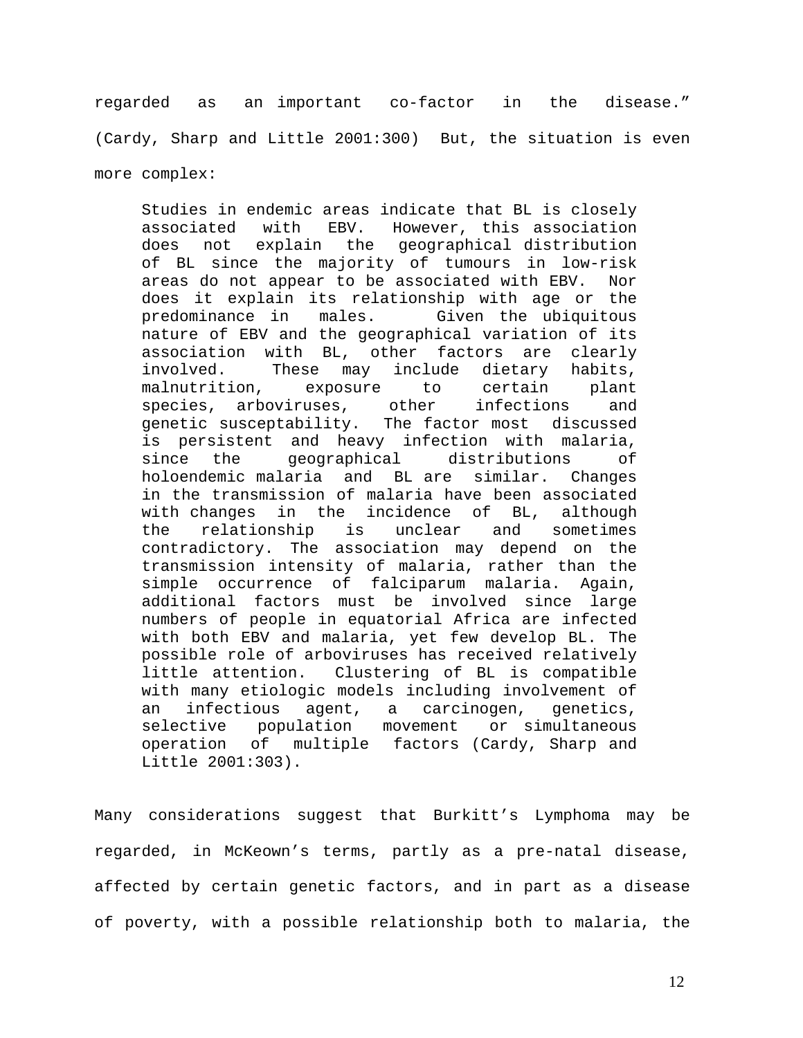regarded as an important co-factor in the disease.” (Cardy, Sharp and Little 2001:300) But, the situation is even more complex:

> Studies in endemic areas indicate that BL is closely associated with EBV. However, this association does not explain the geographical distribution of BL since the majority of tumours in low-risk areas do not appear to be associated with EBV. Nor does it explain its relationship with age or the predominance in males. Given the ubiquitous nature of EBV and the geographical variation of its association with BL, other factors are clearly involved. These may include dietary habits, malnutrition, exposure to certain plant species, arboviruses, other infections and genetic susceptibility. The factor most discussed is persistent and heavy infection with malaria, since the geographical distributions of holoendemic malaria and BL are similar. Changes in the transmission of malaria have been associated with changes in the incidence of BL, although the relationship is unclear and sometimes contradictory. The association may depend on the transmission intensity of malaria, rather than the simple occurrence of falciparum malaria. Again, additional factors must be involved since large numbers of people in equatorial Africa are infected with both EBV and malaria, yet few develop BL. The possible role of arboviruses has received relatively little attention. Clustering of BL is compatible with many etiologic models including involvement of an infectious agent, a carcinogen, genetics, selective population movement or simultaneous operation of multiple factors (Cardy, Sharp and Little 2001:303).

Many considerations suggest that Burkitt’s Lymphoma may be regarded, in McKeown’s terms, partly as a pre-natal disease, affected by certain genetic factors, and in part as a disease of poverty, with a possible relationship both to malaria, the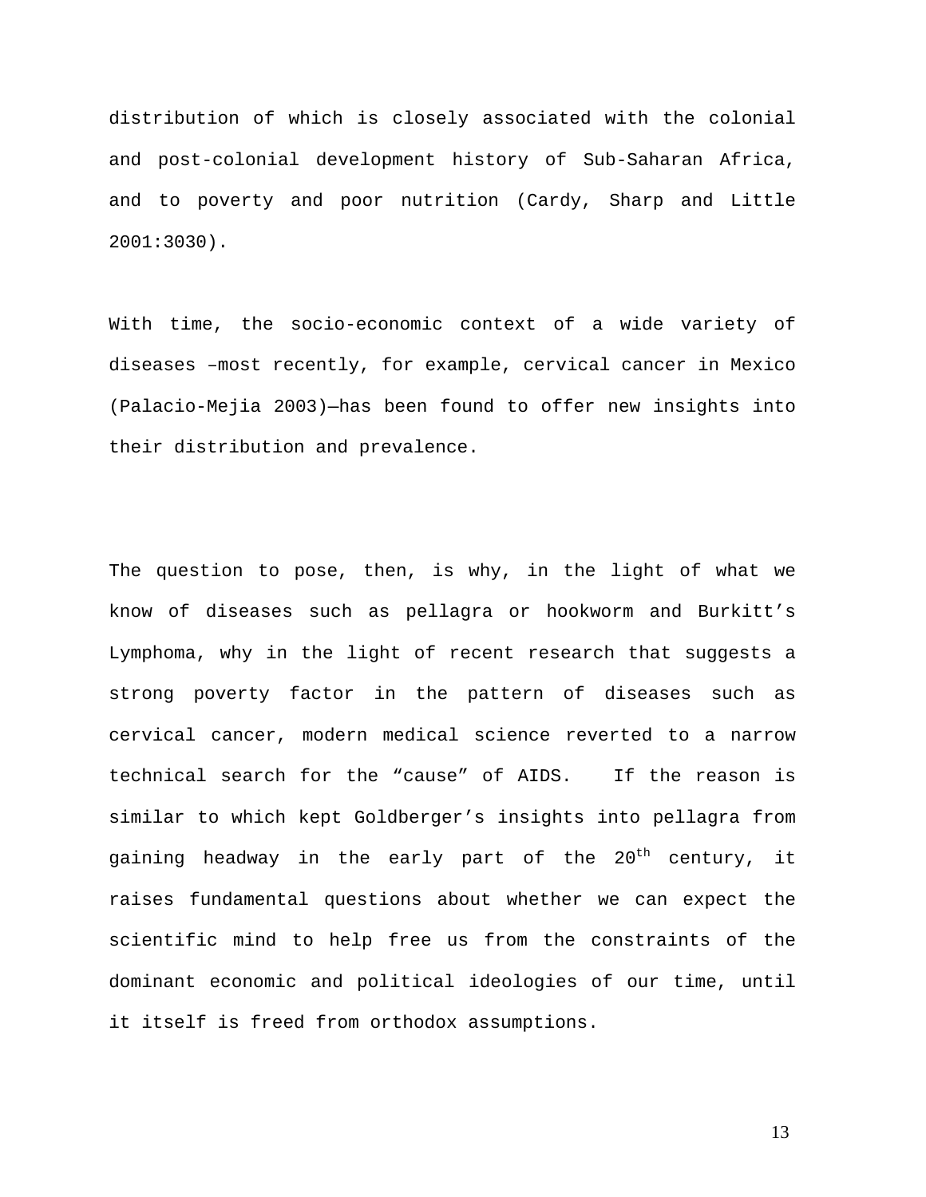distribution of which is closely associated with the colonial and post-colonial development history of Sub-Saharan Africa, and to poverty and poor nutrition (Cardy, Sharp and Little 2001:3030).

With time, the socio-economic context of a wide variety of diseases –most recently, for example, cervical cancer in Mexico (Palacio-Mejia 2003)—has been found to offer new insights into their distribution and prevalence.

The question to pose, then, is why, in the light of what we know of diseases such as pellagra or hookworm and Burkitt's Lymphoma, why in the light of recent research that suggests a strong poverty factor in the pattern of diseases such as cervical cancer, modern medical science reverted to a narrow technical search for the "cause" of AIDS. If the reason is similar to which kept Goldberger's insights into pellagra from gaining headway in the early part of the 20th century, it raises fundamental questions about whether we can expect the scientific mind to help free us from the constraints of the dominant economic and political ideologies of our time, until it itself is freed from orthodox assumptions.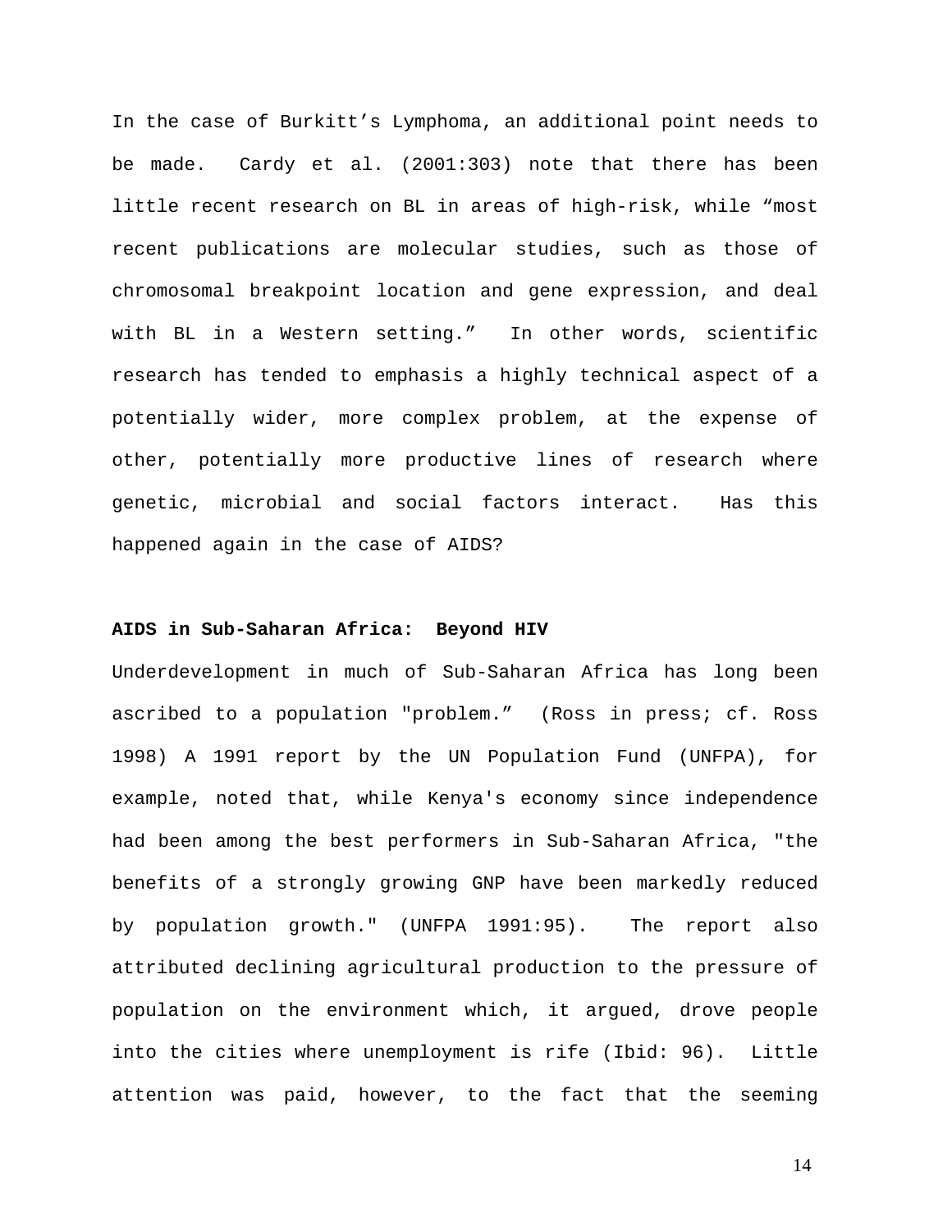In the case of Burkitt's Lymphoma, an additional point needs to be made. Cardy et al. (2001:303) note that there has been little recent research on BL in areas of high-risk, while "most recent publications are molecular studies, such as those of chromosomal breakpoint location and gene expression, and deal with BL in a Western setting." In other words, scientific research has tended to emphasis a highly technical aspect of a potentially wider, more complex problem, at the expense of other, potentially more productive lines of research where genetic, microbial and social factors interact. Has this happened again in the case of AIDS?

**AIDS in Sub-Saharan Africa: Beyond HIV**

Underdevelopment in much of Sub-Saharan Africa has long been ascribed to a population "problem." (Ross in press; cf. Ross 1998) A 1991 report by the UN Population Fund (UNFPA), for example, noted that, while Kenya's economy since independence had been among the best performers in Sub-Saharan Africa, "the benefits of a strongly growing GNP have been markedly reduced by population growth." (UNFPA 1991:95). The report also attributed declining agricultural production to the pressure of population on the environment which, it argued, drove people into the cities where unemployment is rife (Ibid: 96). Little attention was paid, however, to the fact that the seeming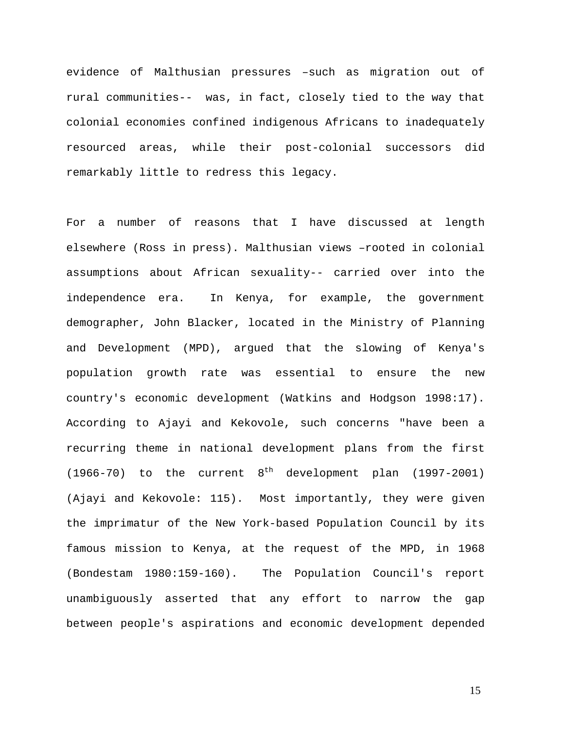evidence of Malthusian pressures –such as migration out of rural communities-- was, in fact, closely tied to the way that colonial economies confined indigenous Africans to inadequately resourced areas, while their post-colonial successors did remarkably little to redress this legacy.

For a number of reasons that I have discussed at length elsewhere (Ross in press). Malthusian views –rooted in colonial assumptions about African sexuality-- carried over into the independence era. In Kenya, for example, the government demographer, John Blacker, located in the Ministry of Planning and Development (MPD), argued that the slowing of Kenya's population growth rate was essential to ensure the new country's economic development (Watkins and Hodgson 1998:17). According to Ajayi and Kekovole, such concerns "have been a recurring theme in national development plans from the first (1966-70) to the current 8th development plan (1997-2001) (Ajayi and Kekovole: 115). Most importantly, they were given the imprimatur of the New York-based Population Council by its famous mission to Kenya, at the request of the MPD, in 1968 (Bondestam 1980:159-160). The Population Council's report unambiguously asserted that any effort to narrow the gap between people's aspirations and economic development depended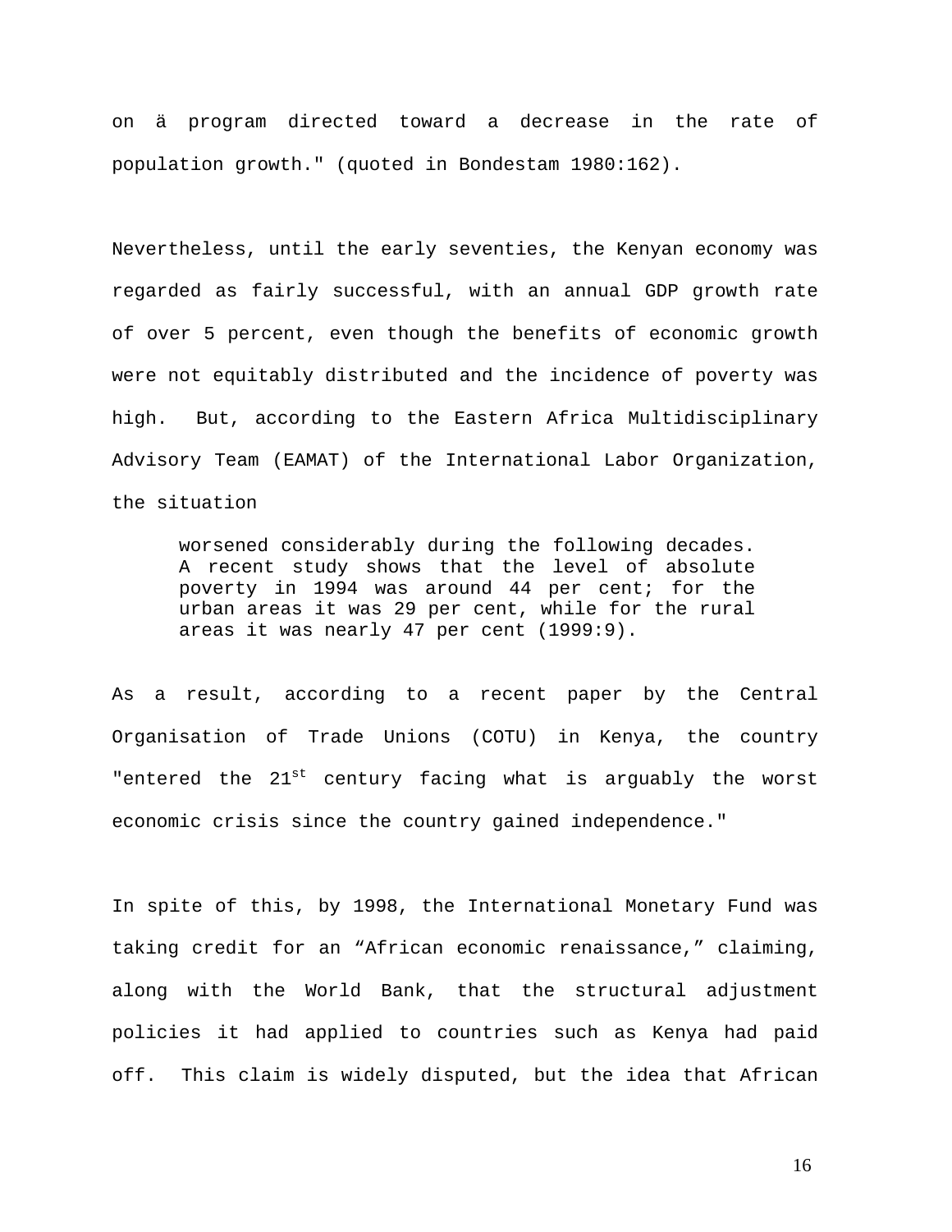on ä program directed toward a decrease in the rate of population growth." (quoted in Bondestam 1980:162).

Nevertheless, until the early seventies, the Kenyan economy was regarded as fairly successful, with an annual GDP growth rate of over 5 percent, even though the benefits of economic growth were not equitably distributed and the incidence of poverty was high. But, according to the Eastern Africa Multidisciplinary Advisory Team (EAMAT) of the International Labor Organization, the situation

> worsened considerably during the following decades. A recent study shows that the level of absolute poverty in 1994 was around 44 per cent; for the urban areas it was 29 per cent, while for the rural areas it was nearly 47 per cent (1999:9).

As a result, according to a recent paper by the Central Organisation of Trade Unions (COTU) in Kenya, the country "entered the 21st century facing what is arguably the worst economic crisis since the country gained independence."

In spite of this, by 1998, the International Monetary Fund was taking credit for an "African economic renaissance," claiming, along with the World Bank, that the structural adjustment policies it had applied to countries such as Kenya had paid off. This claim is widely disputed, but the idea that African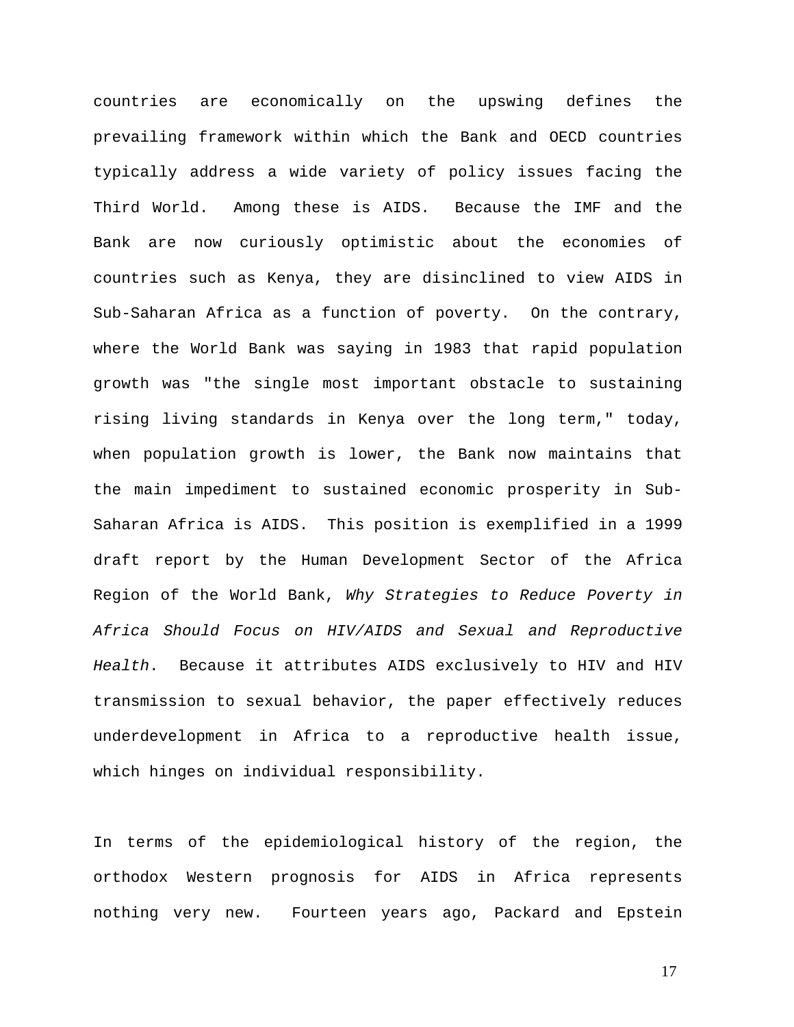countries are economically on the upswing defines the prevailing framework within which the Bank and OECD countries typically address a wide variety of policy issues facing the Third World. Among these is AIDS. Because the IMF and the Bank are now curiously optimistic about the economies of countries such as Kenya, they are disinclined to view AIDS in Sub-Saharan Africa as a function of poverty. On the contrary, where the World Bank was saying in 1983 that rapid population growth was "the single most important obstacle to sustaining rising living standards in Kenya over the long term," today, when population growth is lower, the Bank now maintains that the main impediment to sustained economic prosperity in Sub-Saharan Africa is AIDS. This position is exemplified in a 1999 draft report by the Human Development Sector of the Africa Region of the World Bank, *Why Strategies to Reduce Poverty in Africa Should Focus on HIV/AIDS and Sexual and Reproductive Health*. Because it attributes AIDS exclusively to HIV and HIV transmission to sexual behavior, the paper effectively reduces underdevelopment in Africa to a reproductive health issue, which hinges on individual responsibility.

In terms of the epidemiological history of the region, the orthodox Western prognosis for AIDS in Africa represents nothing very new. Fourteen years ago, Packard and Epstein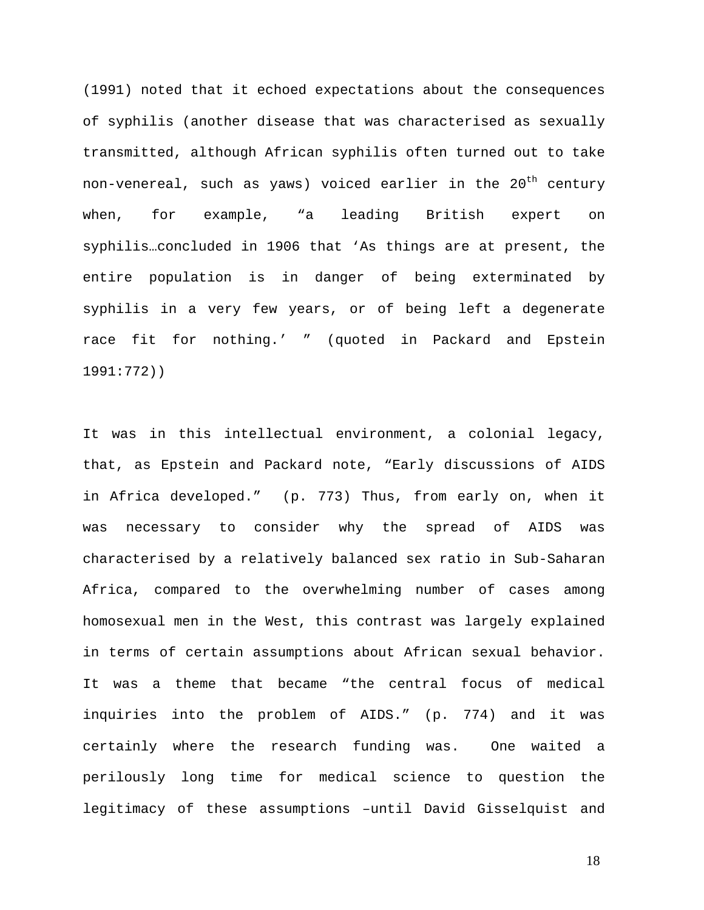(1991) noted that it echoed expectations about the consequences of syphilis (another disease that was characterised as sexually transmitted, although African syphilis often turned out to take non-venereal, such as yaws) voiced earlier in the 20th century when, for example, "a leading British expert on syphilis…concluded in 1906 that 'As things are at present, the entire population is in danger of being exterminated by syphilis in a very few years, or of being left a degenerate race fit for nothing.' " (quoted in Packard and Epstein 1991:772))

It was in this intellectual environment, a colonial legacy, that, as Epstein and Packard note, "Early discussions of AIDS in Africa developed." (p. 773) Thus, from early on, when it was necessary to consider why the spread of AIDS was characterised by a relatively balanced sex ratio in Sub-Saharan Africa, compared to the overwhelming number of cases among homosexual men in the West, this contrast was largely explained in terms of certain assumptions about African sexual behavior. It was a theme that became "the central focus of medical inquiries into the problem of AIDS." (p. 774) and it was certainly where the research funding was. One waited a perilously long time for medical science to question the legitimacy of these assumptions –until David Gisselquist and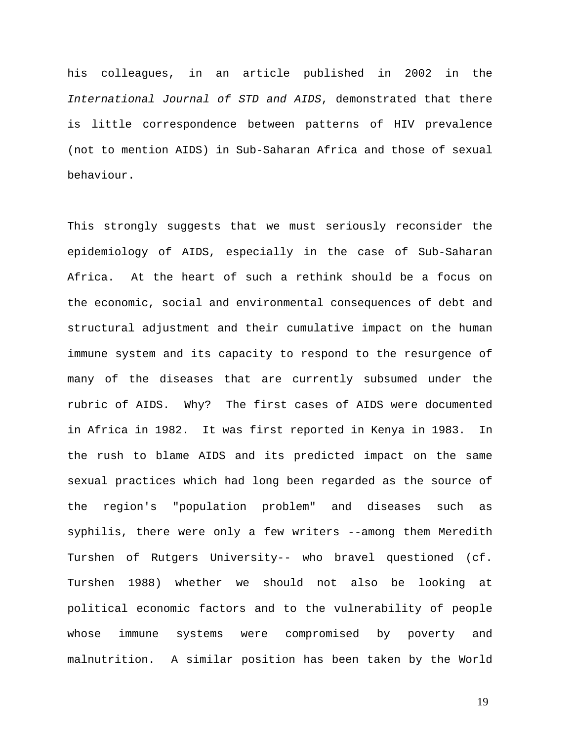his colleagues, in an article published in 2002 in the *International Journal of STD and AIDS*, demonstrated that there is little correspondence between patterns of HIV prevalence (not to mention AIDS) in Sub-Saharan Africa and those of sexual behaviour.

This strongly suggests that we must seriously reconsider the epidemiology of AIDS, especially in the case of Sub-Saharan Africa. At the heart of such a rethink should be a focus on the economic, social and environmental consequences of debt and structural adjustment and their cumulative impact on the human immune system and its capacity to respond to the resurgence of many of the diseases that are currently subsumed under the rubric of AIDS. Why? The first cases of AIDS were documented in Africa in 1982. It was first reported in Kenya in 1983. In the rush to blame AIDS and its predicted impact on the same sexual practices which had long been regarded as the source of the region's "population problem" and diseases such as syphilis, there were only a few writers --among them Meredith Turshen of Rutgers University-- who bravel questioned (cf. Turshen 1988) whether we should not also be looking at political economic factors and to the vulnerability of people whose immune systems were compromised by poverty and malnutrition. A similar position has been taken by the World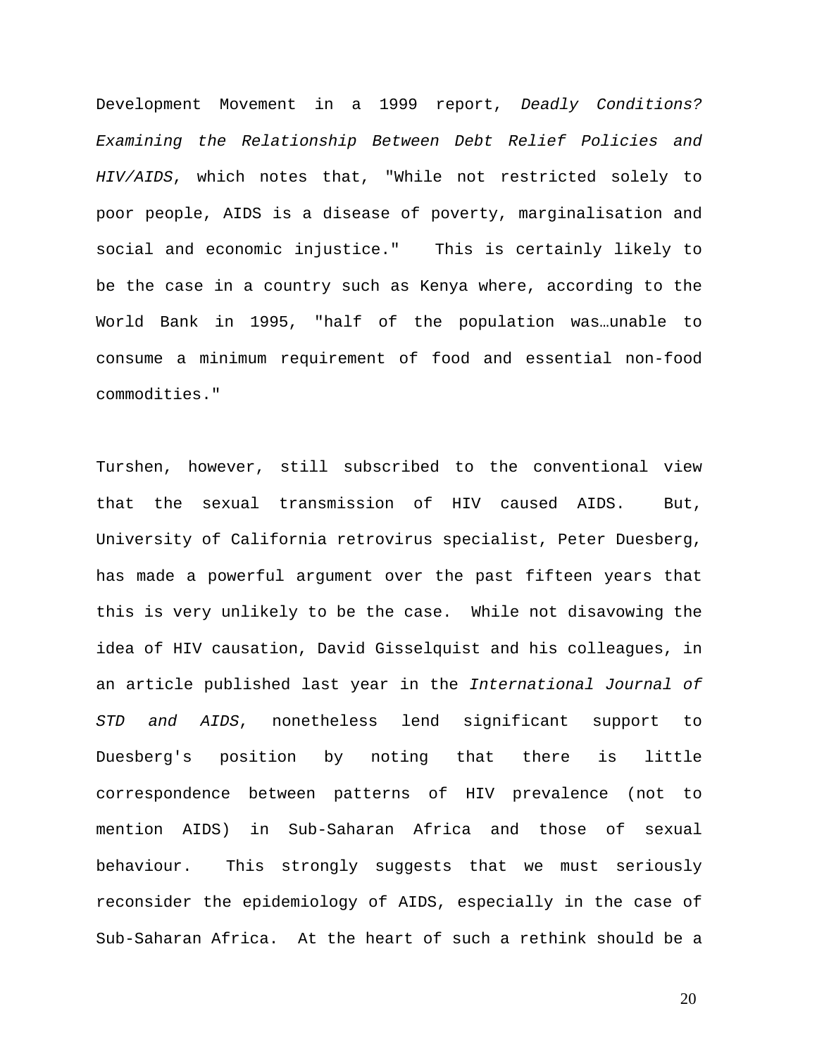Development Movement in a 1999 report, *Deadly Conditions? Examining the Relationship Between Debt Relief Policies and HIV/AIDS*, which notes that, "While not restricted solely to poor people, AIDS is a disease of poverty, marginalisation and social and economic injustice." This is certainly likely to be the case in a country such as Kenya where, according to the World Bank in 1995, "half of the population was…unable to consume a minimum requirement of food and essential non-food commodities."

Turshen, however, still subscribed to the conventional view that the sexual transmission of HIV caused AIDS. But, University of California retrovirus specialist, Peter Duesberg, has made a powerful argument over the past fifteen years that this is very unlikely to be the case. While not disavowing the idea of HIV causation, David Gisselquist and his colleagues, in an article published last year in the *International Journal of STD and AIDS*, nonetheless lend significant support to Duesberg's position by noting that there is little correspondence between patterns of HIV prevalence (not to mention AIDS) in Sub-Saharan Africa and those of sexual behaviour. This strongly suggests that we must seriously reconsider the epidemiology of AIDS, especially in the case of Sub-Saharan Africa. At the heart of such a rethink should be a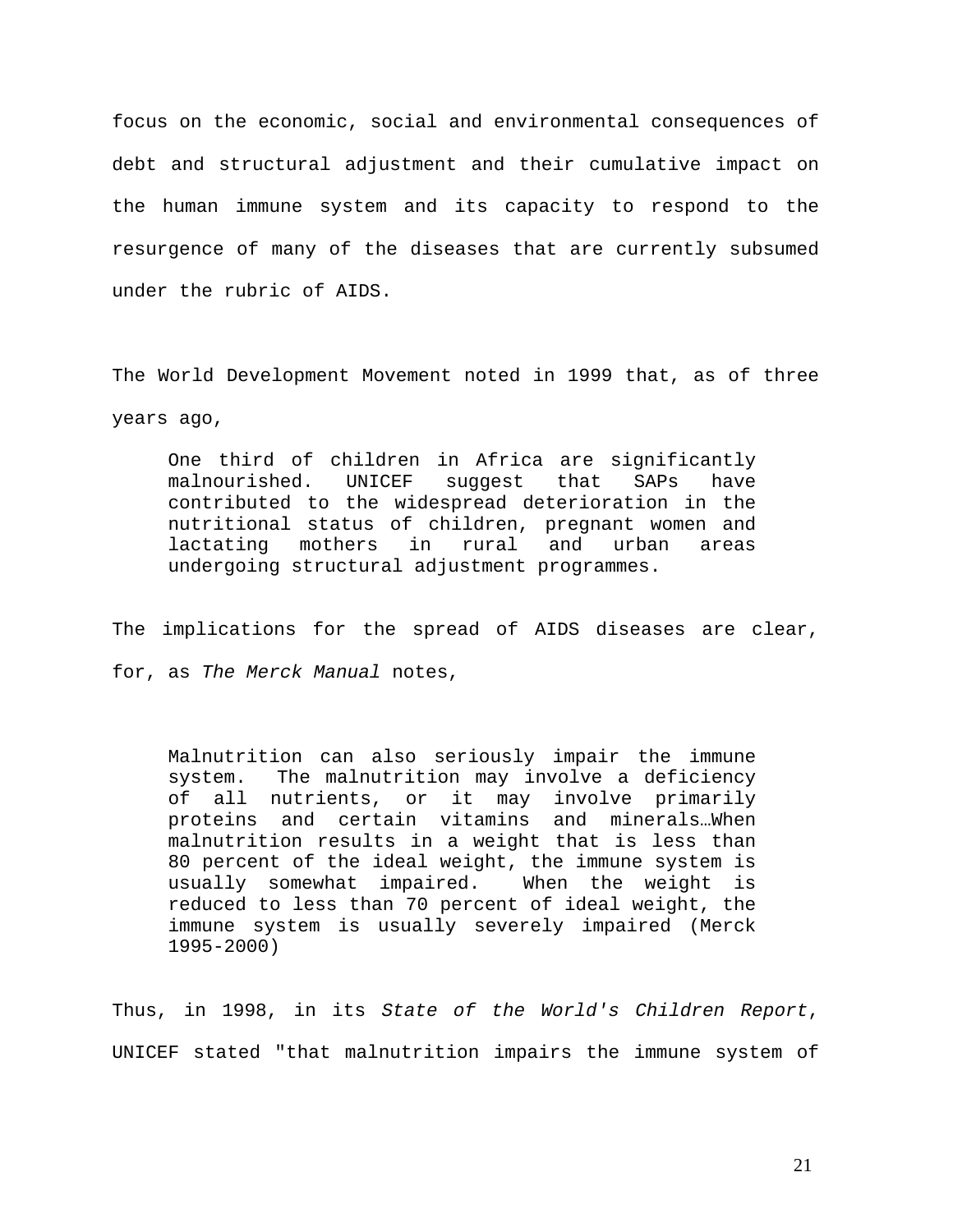focus on the economic, social and environmental consequences of debt and structural adjustment and their cumulative impact on the human immune system and its capacity to respond to the resurgence of many of the diseases that are currently subsumed under the rubric of AIDS.

The World Development Movement noted in 1999 that, as of three years ago,

> One third of children in Africa are significantly malnourished. UNICEF suggest that SAPs have contributed to the widespread deterioration in the nutritional status of children, pregnant women and lactating mothers in rural and urban areas undergoing structural adjustment programmes.

The implications for the spread of AIDS diseases are clear, for, as *The Merck Manual* notes,

> Malnutrition can also seriously impair the immune system. The malnutrition may involve a deficiency of all nutrients, or it may involve primarily proteins and certain vitamins and minerals…When malnutrition results in a weight that is less than 80 percent of the ideal weight, the immune system is usually somewhat impaired. When the weight is reduced to less than 70 percent of ideal weight, the immune system is usually severely impaired (Merck 1995-2000)

Thus, in 1998, in its *State of the World's Children Report*, UNICEF stated "that malnutrition impairs the immune system of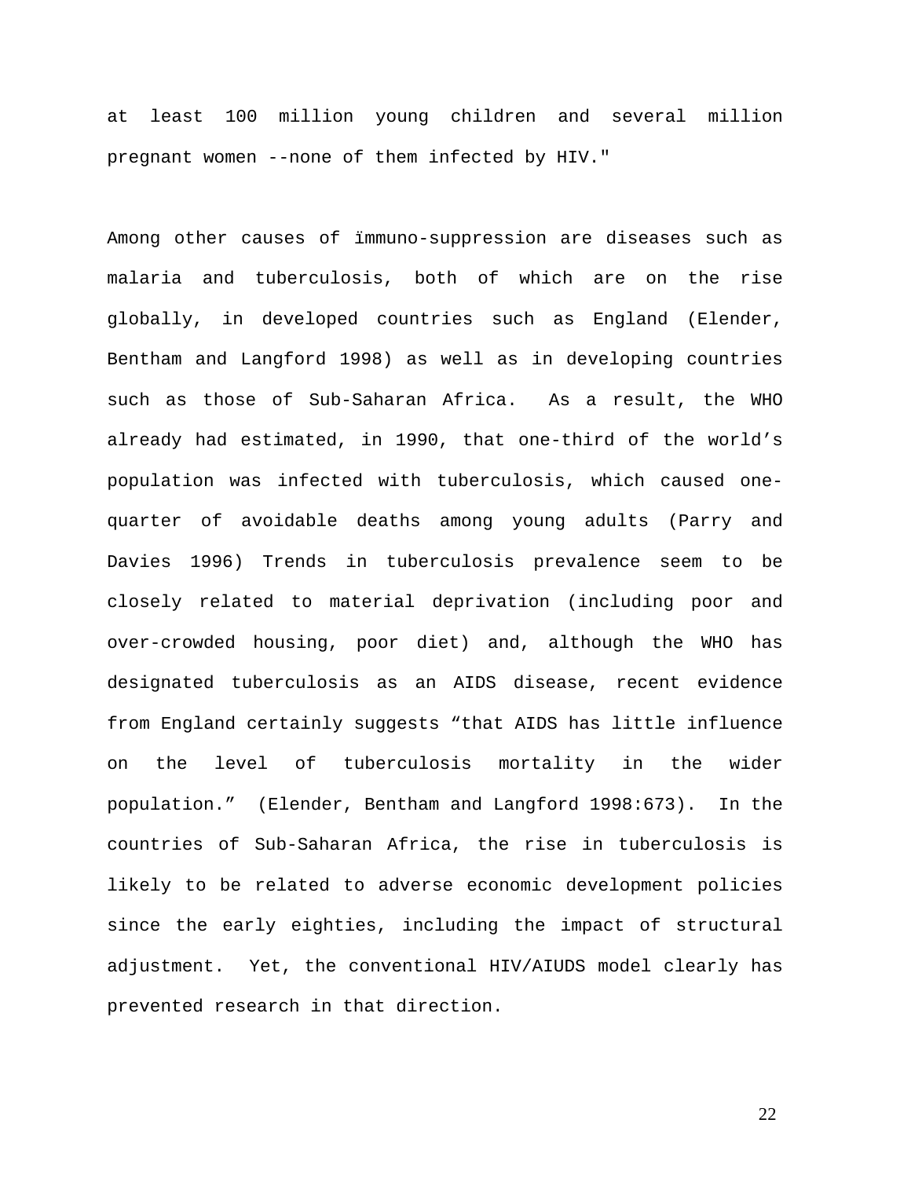at least 100 million young children and several million pregnant women --none of them infected by HIV."

Among other causes of ïmmuno-suppression are diseases such as malaria and tuberculosis, both of which are on the rise globally, in developed countries such as England (Elender, Bentham and Langford 1998) as well as in developing countries such as those of Sub-Saharan Africa. As a result, the WHO already had estimated, in 1990, that one-third of the world's population was infected with tuberculosis, which caused one-quarter of avoidable deaths among young adults (Parry and Davies 1996) Trends in tuberculosis prevalence seem to be closely related to material deprivation (including poor and over-crowded housing, poor diet) and, although the WHO has designated tuberculosis as an AIDS disease, recent evidence from England certainly suggests "that AIDS has little influence on the level of tuberculosis mortality in the wider population." (Elender, Bentham and Langford 1998:673). In the countries of Sub-Saharan Africa, the rise in tuberculosis is likely to be related to adverse economic development policies since the early eighties, including the impact of structural adjustment. Yet, the conventional HIV/AIUDS model clearly has prevented research in that direction.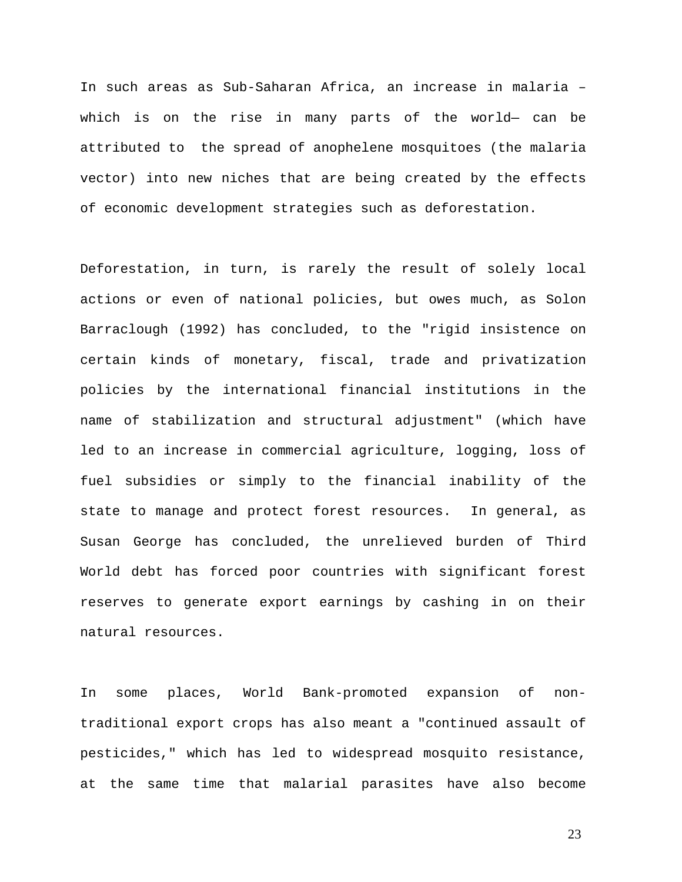In such areas as Sub-Saharan Africa, an increase in malaria – which is on the rise in many parts of the world— can be attributed to the spread of anophelene mosquitoes (the malaria vector) into new niches that are being created by the effects of economic development strategies such as deforestation.

Deforestation, in turn, is rarely the result of solely local actions or even of national policies, but owes much, as Solon Barraclough (1992) has concluded, to the "rigid insistence on certain kinds of monetary, fiscal, trade and privatization policies by the international financial institutions in the name of stabilization and structural adjustment" (which have led to an increase in commercial agriculture, logging, loss of fuel subsidies or simply to the financial inability of the state to manage and protect forest resources. In general, as Susan George has concluded, the unrelieved burden of Third World debt has forced poor countries with significant forest reserves to generate export earnings by cashing in on their natural resources.

In some places, World Bank-promoted expansion of non-traditional export crops has also meant a "continued assault of pesticides," which has led to widespread mosquito resistance, at the same time that malarial parasites have also become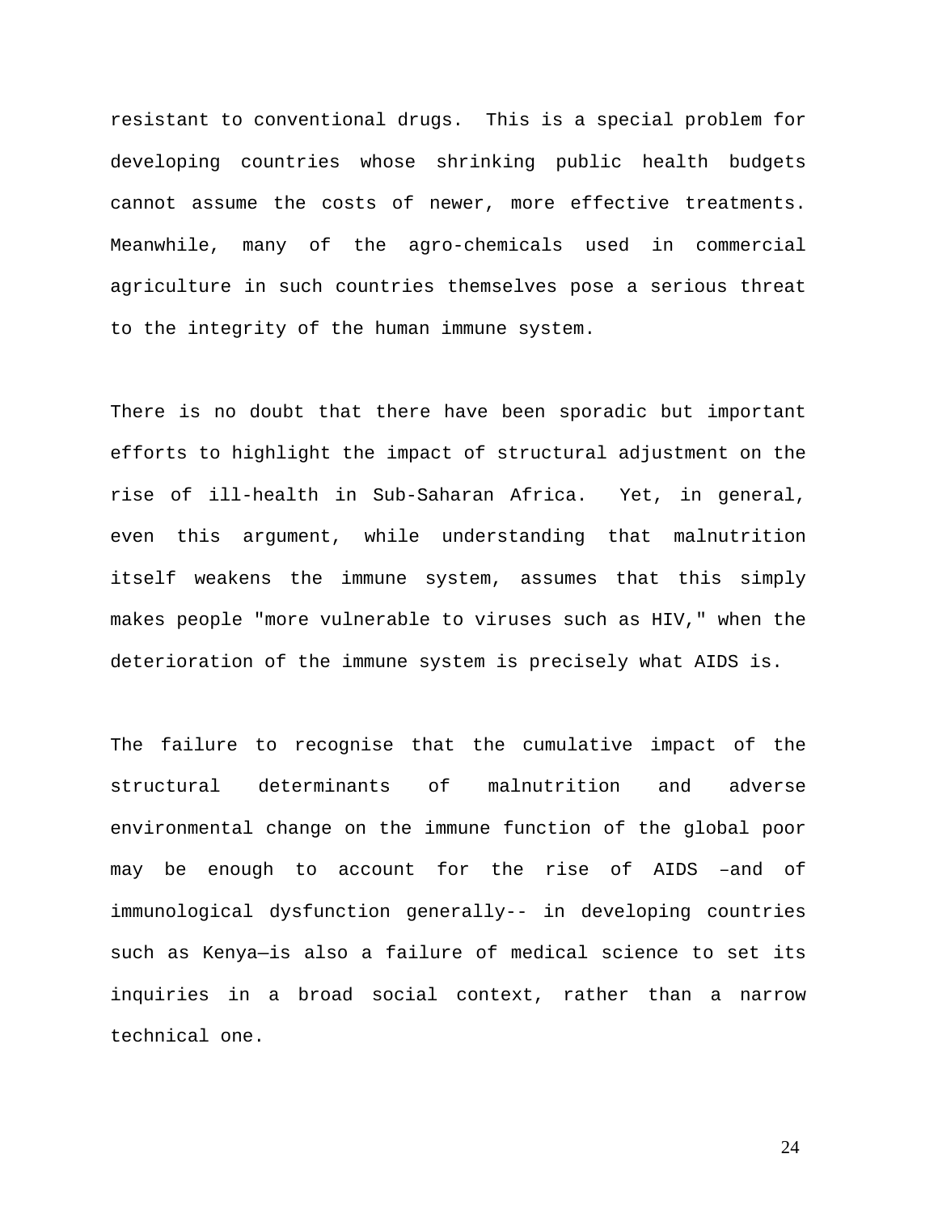resistant to conventional drugs. This is a special problem for developing countries whose shrinking public health budgets cannot assume the costs of newer, more effective treatments. Meanwhile, many of the agro-chemicals used in commercial agriculture in such countries themselves pose a serious threat to the integrity of the human immune system.

There is no doubt that there have been sporadic but important efforts to highlight the impact of structural adjustment on the rise of ill-health in Sub-Saharan Africa. Yet, in general, even this argument, while understanding that malnutrition itself weakens the immune system, assumes that this simply makes people "more vulnerable to viruses such as HIV," when the deterioration of the immune system is precisely what AIDS is.

The failure to recognise that the cumulative impact of the structural determinants of malnutrition and adverse environmental change on the immune function of the global poor may be enough to account for the rise of AIDS –and of immunological dysfunction generally-- in developing countries such as Kenya—is also a failure of medical science to set its inquiries in a broad social context, rather than a narrow technical one.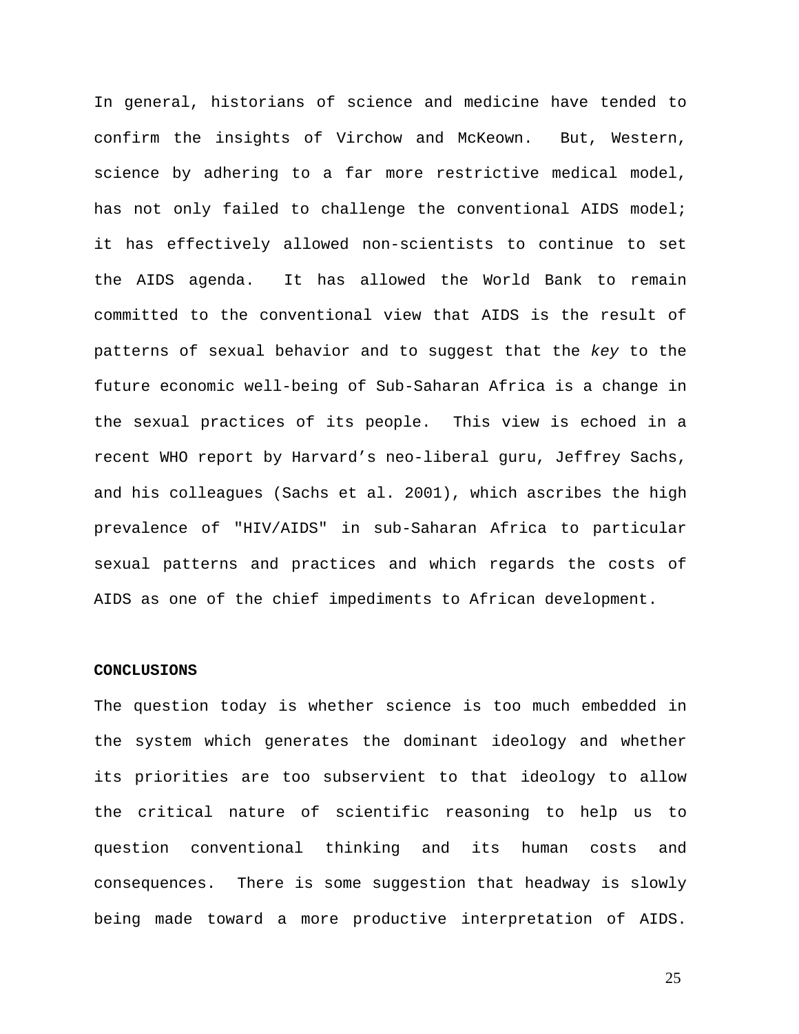In general, historians of science and medicine have tended to confirm the insights of Virchow and McKeown. But, Western, science by adhering to a far more restrictive medical model, has not only failed to challenge the conventional AIDS model; it has effectively allowed non-scientists to continue to set the AIDS agenda. It has allowed the World Bank to remain committed to the conventional view that AIDS is the result of patterns of sexual behavior and to suggest that the *key* to the future economic well-being of Sub-Saharan Africa is a change in the sexual practices of its people. This view is echoed in a recent WHO report by Harvard's neo-liberal guru, Jeffrey Sachs, and his colleagues (Sachs et al. 2001), which ascribes the high prevalence of "HIV/AIDS" in sub-Saharan Africa to particular sexual patterns and practices and which regards the costs of AIDS as one of the chief impediments to African development.

**CONCLUSIONS**

The question today is whether science is too much embedded in the system which generates the dominant ideology and whether its priorities are too subservient to that ideology to allow the critical nature of scientific reasoning to help us to question conventional thinking and its human costs and consequences. There is some suggestion that headway is slowly being made toward a more productive interpretation of AIDS.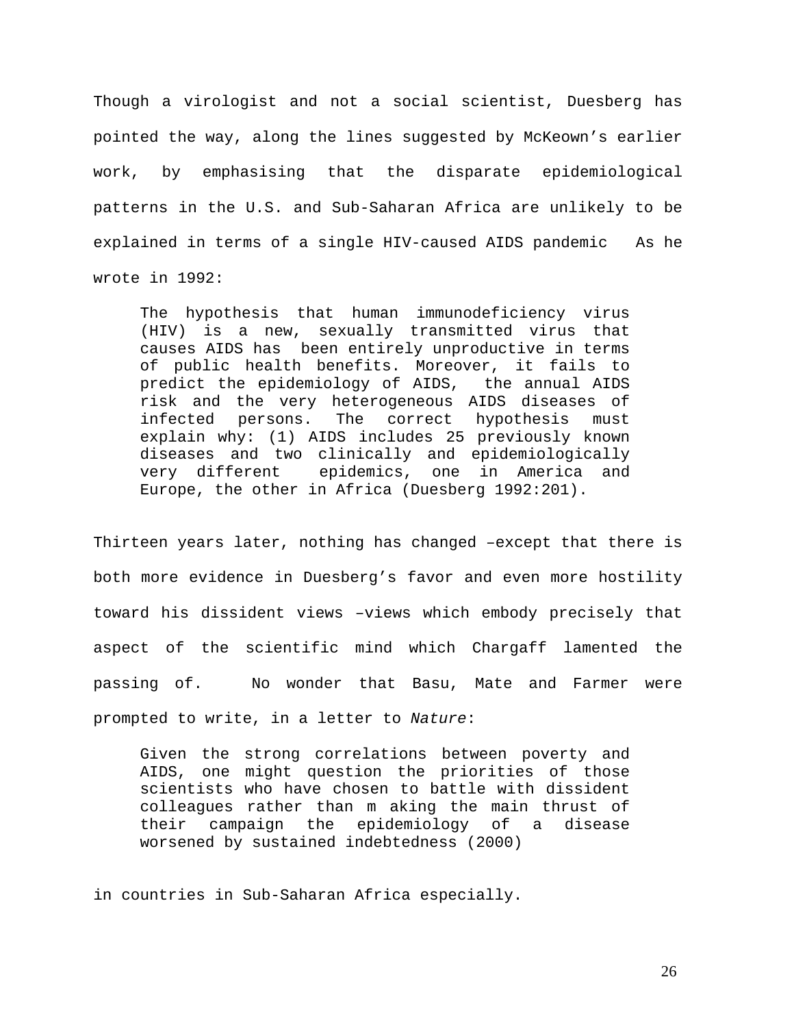Though a virologist and not a social scientist, Duesberg has pointed the way, along the lines suggested by McKeown's earlier work, by emphasising that the disparate epidemiological patterns in the U.S. and Sub-Saharan Africa are unlikely to be explained in terms of a single HIV-caused AIDS pandemic As he wrote in 1992:

> The hypothesis that human immunodeficiency virus (HIV) is a new, sexually transmitted virus that causes AIDS has been entirely unproductive in terms of public health benefits. Moreover, it fails to predict the epidemiology of AIDS, the annual AIDS risk and the very heterogeneous AIDS diseases of infected persons. The correct hypothesis must explain why: (1) AIDS includes 25 previously known diseases and two clinically and epidemiologically very different epidemics, one in America and Europe, the other in Africa (Duesberg 1992:201).

Thirteen years later, nothing has changed –except that there is both more evidence in Duesberg's favor and even more hostility toward his dissident views –views which embody precisely that aspect of the scientific mind which Chargaff lamented the passing of. No wonder that Basu, Mate and Farmer were prompted to write, in a letter to *Nature*:

> Given the strong correlations between poverty and AIDS, one might question the priorities of those scientists who have chosen to battle with dissident colleagues rather than m aking the main thrust of their campaign the epidemiology of a disease worsened by sustained indebtedness (2000)

in countries in Sub-Saharan Africa especially.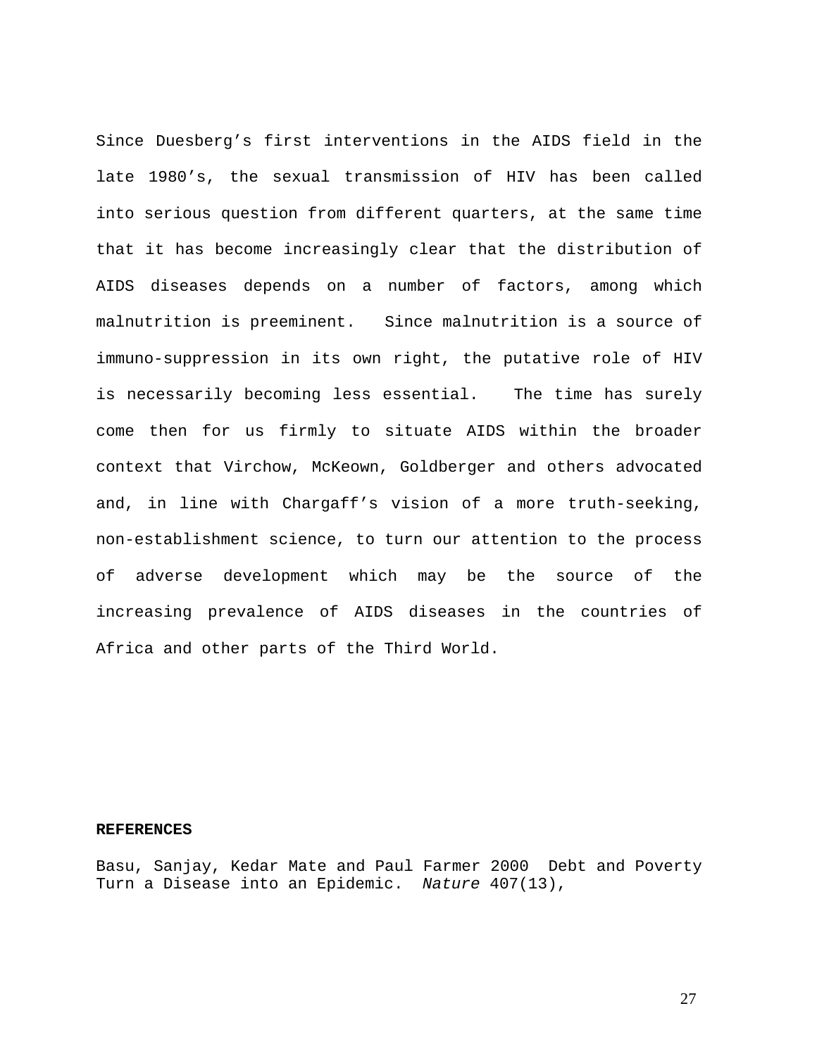Since Duesberg's first interventions in the AIDS field in the late 1980's, the sexual transmission of HIV has been called into serious question from different quarters, at the same time that it has become increasingly clear that the distribution of AIDS diseases depends on a number of factors, among which malnutrition is preeminent. Since malnutrition is a source of immuno-suppression in its own right, the putative role of HIV is necessarily becoming less essential. The time has surely come then for us firmly to situate AIDS within the broader context that Virchow, McKeown, Goldberger and others advocated and, in line with Chargaff's vision of a more truth-seeking, non-establishment science, to turn our attention to the process of adverse development which may be the source of the increasing prevalence of AIDS diseases in the countries of Africa and other parts of the Third World.

**REFERENCES**

Basu, Sanjay, Kedar Mate and Paul Farmer 2000 Debt and Poverty Turn a Disease into an Epidemic. *Nature* 407(13),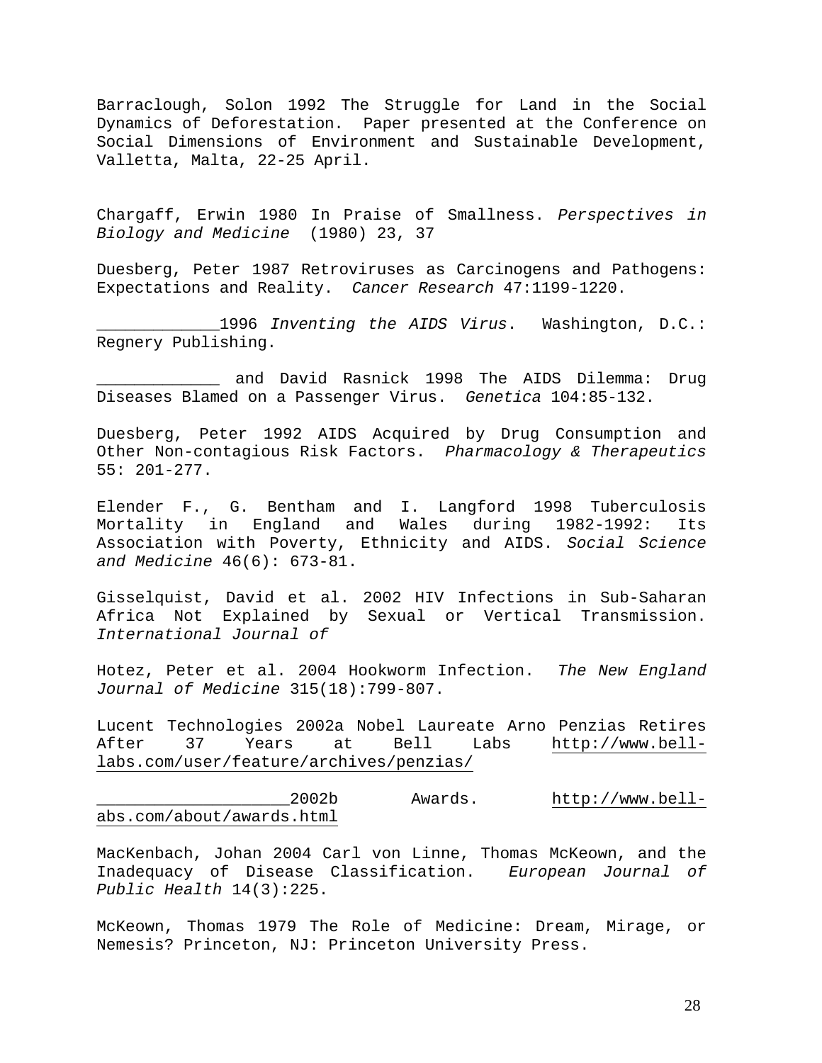Barraclough, Solon 1992 The Struggle for Land in the Social Dynamics of Deforestation. Paper presented at the Conference on Social Dimensions of Environment and Sustainable Development, Valletta, Malta, 22-25 April.

Chargaff, Erwin 1980 In Praise of Smallness. *Perspectives in Biology and Medicine* (1980) 23, 37

Duesberg, Peter 1987 Retroviruses as Carcinogens and Pathogens: Expectations and Reality. *Cancer Research* 47:1199-1220.

____________1996 *Inventing the AIDS Virus*. Washington, D.C.: Regnery Publishing.

____________ and David Rasnick 1998 The AIDS Dilemma: Drug Diseases Blamed on a Passenger Virus. *Genetica* 104:85-132.

Duesberg, Peter 1992 AIDS Acquired by Drug Consumption and Other Non-contagious Risk Factors. *Pharmacology & Therapeutics* 55: 201-277.

Elender F., G. Bentham and I. Langford 1998 Tuberculosis Mortality in England and Wales during 1982-1992: Its Association with Poverty, Ethnicity and AIDS. *Social Science and Medicine* 46(6): 673-81.

Gisselquist, David et al. 2002 HIV Infections in Sub-Saharan Africa Not Explained by Sexual or Vertical Transmission. *International Journal of*

Hotez, Peter et al. 2004 Hookworm Infection. *The New England Journal of Medicine* 315(18):799-807.

Lucent Technologies 2002a Nobel Laureate Arno Penzias Retires After 37 Years at Bell Labs http://www.bell-labs.com/user/feature/archives/penzias/

___________________2002b Awards. http://www.bell-abs.com/about/awards.html

MacKenbach, Johan 2004 Carl von Linne, Thomas McKeown, and the Inadequacy of Disease Classification. *European Journal of Public Health* 14(3):225.

McKeown, Thomas 1979 The Role of Medicine: Dream, Mirage, or Nemesis? Princeton, NJ: Princeton University Press.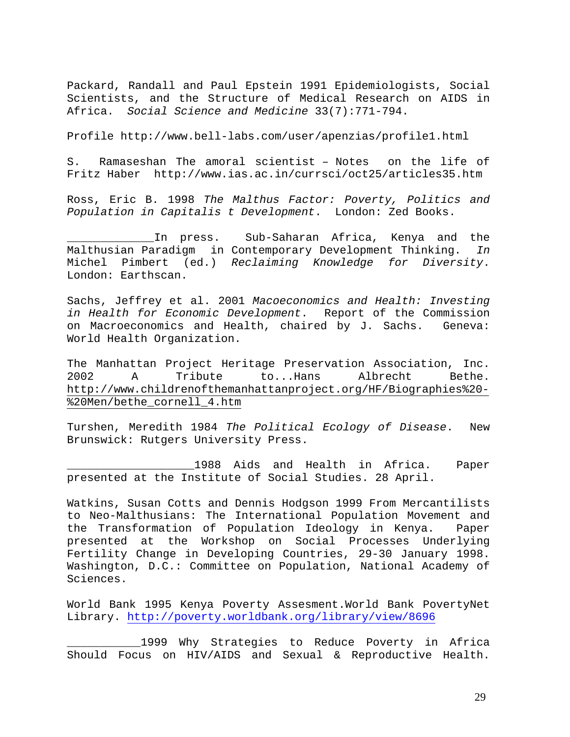Packard, Randall and Paul Epstein 1991 Epidemiologists, Social Scientists, and the Structure of Medical Research on AIDS in Africa. *Social Science and Medicine* 33(7):771-794.

Profile http://www.bell-labs.com/user/apenzias/profile1.html

S. Ramaseshan The amoral scientist – Notes on the life of Fritz Haber http://www.ias.ac.in/currsci/oct25/articles35.htm

Ross, Eric B. 1998 *The Malthus Factor: Poverty, Politics and Population in Capitalis t Development*. London: Zed Books.

_____________In press. Sub-Saharan Africa, Kenya and the Malthusian Paradigm in Contemporary Development Thinking. *In* Michel Pimbert (ed.) *Reclaiming Knowledge for Diversity*. London: Earthscan.

Sachs, Jeffrey et al. 2001 *Macoeconomics and Health: Investing in Health for Economic Development*. Report of the Commission on Macroeconomics and Health, chaired by J. Sachs. Geneva: World Health Organization.

The Manhattan Project Heritage Preservation Association, Inc. 2002 A Tribute to...Hans Albrecht Bethe. http://www.childrenofthemanhattanproject.org/HF/Biographies%20-%20Men/bethe_cornell_4.htm

Turshen, Meredith 1984 *The Political Ecology of Disease*. New Brunswick: Rutgers University Press.

___________________1988 Aids and Health in Africa. Paper presented at the Institute of Social Studies. 28 April.

Watkins, Susan Cotts and Dennis Hodgson 1999 From Mercantilists to Neo-Malthusians: The International Population Movement and the Transformation of Population Ideology in Kenya. Paper presented at the Workshop on Social Processes Underlying Fertility Change in Developing Countries, 29-30 January 1998. Washington, D.C.: Committee on Population, National Academy of Sciences.

World Bank 1995 Kenya Poverty Assesment.World Bank PovertyNet Library. http://poverty.worldbank.org/library/view/8696

___________1999 Why Strategies to Reduce Poverty in Africa Should Focus on HIV/AIDS and Sexual & Reproductive Health.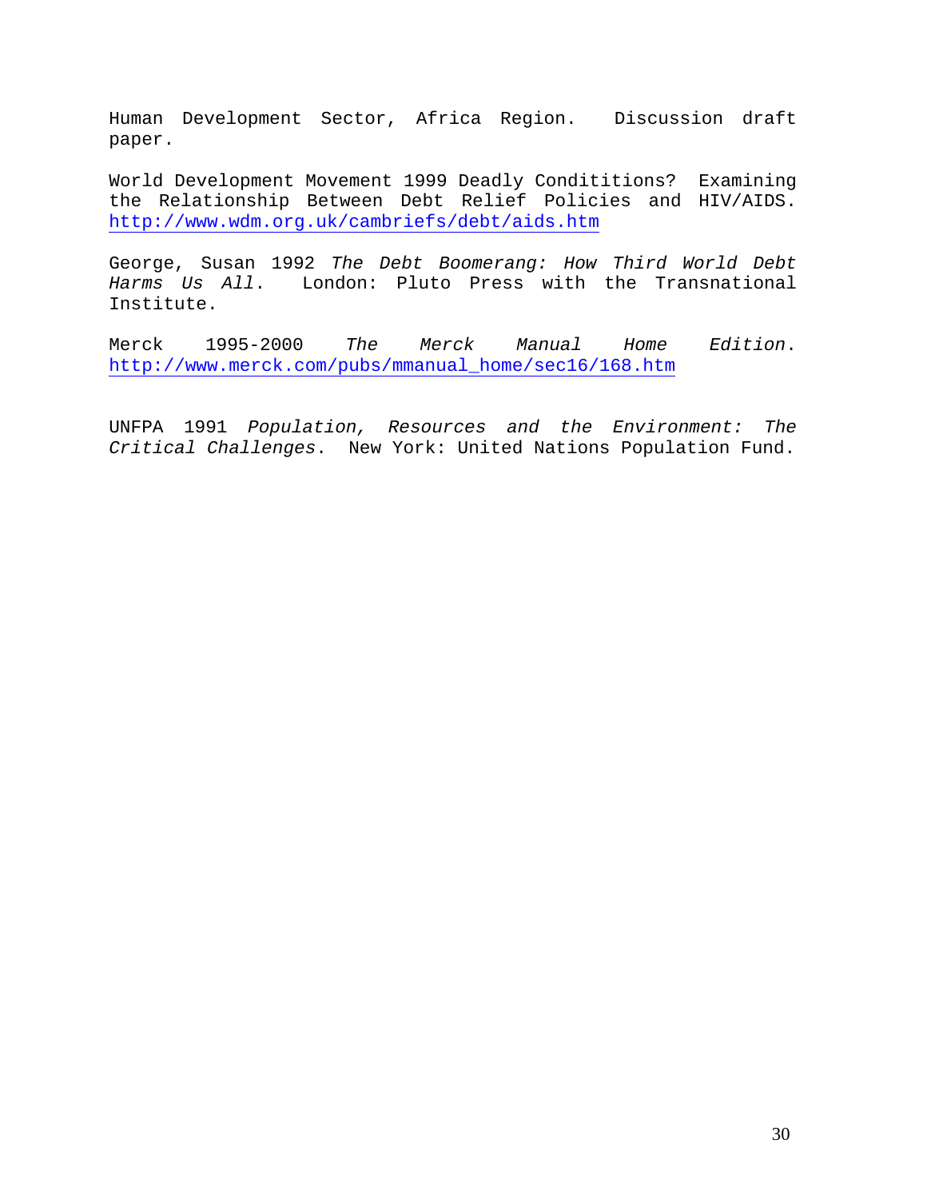Human Development Sector, Africa Region. Discussion draft paper.

World Development Movement 1999 Deadly Condititions? Examining the Relationship Between Debt Relief Policies and HIV/AIDS. http://www.wdm.org.uk/cambriefs/debt/aids.htm

George, Susan 1992 *The Debt Boomerang: How Third World Debt Harms Us All*. London: Pluto Press with the Transnational Institute.

Merck 1995-2000 *The Merck Manual Home Edition*. http://www.merck.com/pubs/mmanual_home/sec16/168.htm

UNFPA 1991 *Population, Resources and the Environment: The Critical Challenges*. New York: United Nations Population Fund.